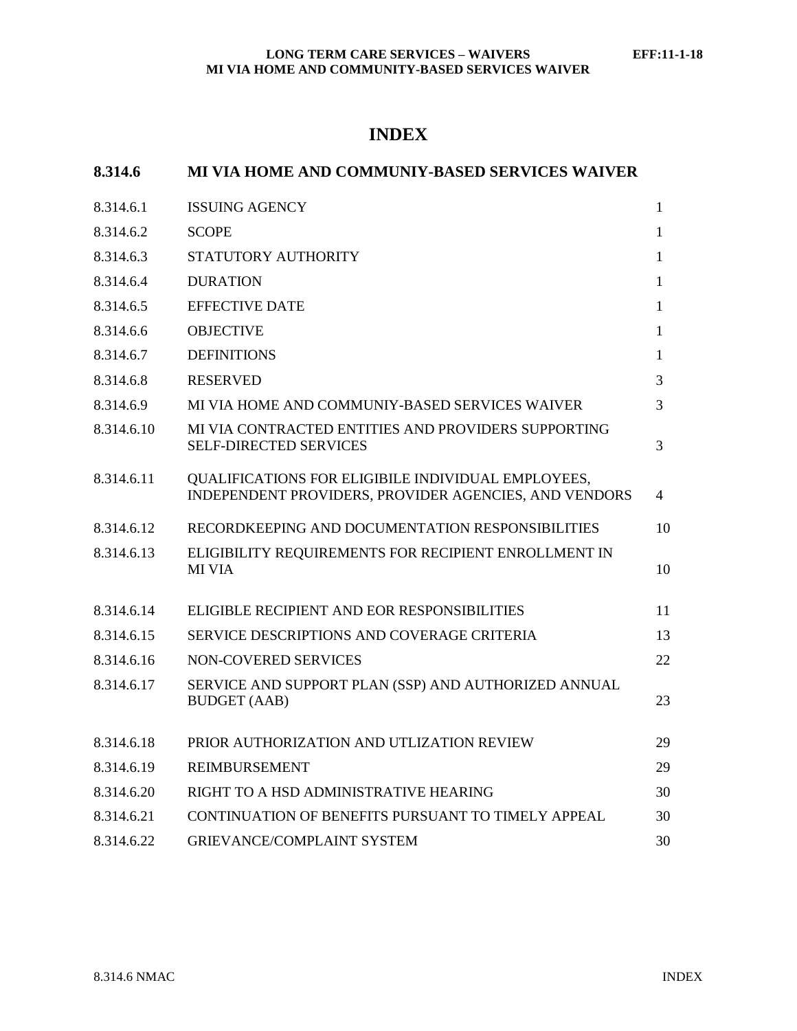# INDEX

## 8.314.6 MI VIA HOME AND COMMUNIY-BASED SERVICES WAIVER

| | | |
|---|---|---|
| 8.314.6.1 | ISSUING AGENCY | 1 |
| 8.314.6.2 | SCOPE | 1 |
| 8.314.6.3 | STATUTORY AUTHORITY | 1 |
| 8.314.6.4 | DURATION | 1 |
| 8.314.6.5 | EFFECTIVE DATE | 1 |
| 8.314.6.6 | OBJECTIVE | 1 |
| 8.314.6.7 | DEFINITIONS | 1 |
| 8.314.6.8 | RESERVED | 3 |
| 8.314.6.9 | MI VIA HOME AND COMMUNIY-BASED SERVICES WAIVER | 3 |
| 8.314.6.10 | MI VIA CONTRACTED ENTITIES AND PROVIDERS SUPPORTING SELF-DIRECTED SERVICES | 3 |
| 8.314.6.11 | QUALIFICATIONS FOR ELIGIBILE INDIVIDUAL EMPLOYEES, INDEPENDENT PROVIDERS, PROVIDER AGENCIES, AND VENDORS | 4 |
| 8.314.6.12 | RECORDKEEPING AND DOCUMENTATION RESPONSIBILITIES | 10 |
| 8.314.6.13 | ELIGIBILITY REQUIREMENTS FOR RECIPIENT ENROLLMENT IN MI VIA | 10 |
| 8.314.6.14 | ELIGIBLE RECIPIENT AND EOR RESPONSIBILITIES | 11 |
| 8.314.6.15 | SERVICE DESCRIPTIONS AND COVERAGE CRITERIA | 13 |
| 8.314.6.16 | NON-COVERED SERVICES | 22 |
| 8.314.6.17 | SERVICE AND SUPPORT PLAN (SSP) AND AUTHORIZED ANNUAL BUDGET (AAB) | 23 |
| 8.314.6.18 | PRIOR AUTHORIZATION AND UTLIZATION REVIEW | 29 |
| 8.314.6.19 | REIMBURSEMENT | 29 |
| 8.314.6.20 | RIGHT TO A HSD ADMINISTRATIVE HEARING | 30 |
| 8.314.6.21 | CONTINUATION OF BENEFITS PURSUANT TO TIMELY APPEAL | 30 |
| 8.314.6.22 | GRIEVANCE/COMPLAINT SYSTEM | 30 |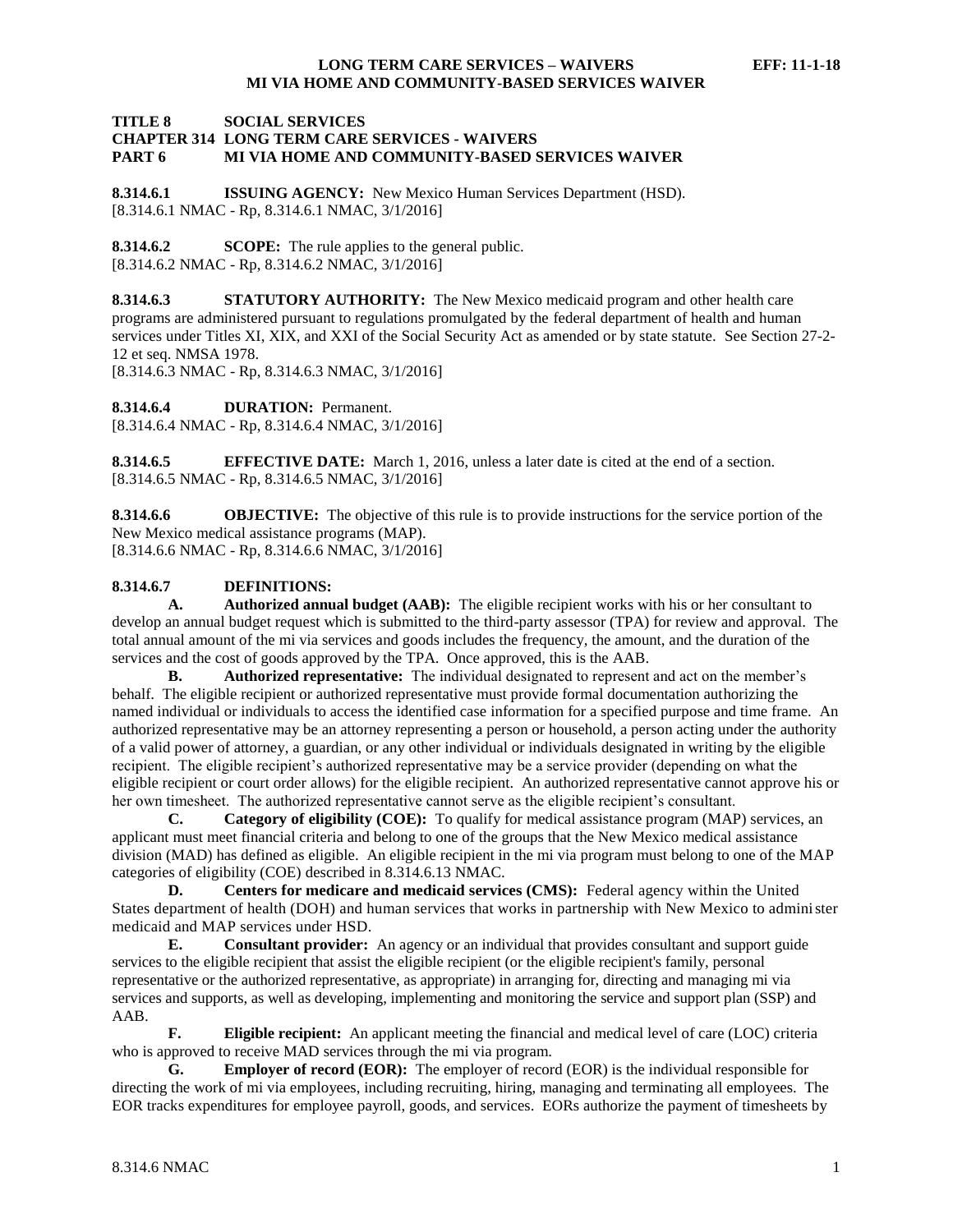**TITLE 8 SOCIAL SERVICES**
**CHAPTER 314 LONG TERM CARE SERVICES - WAIVERS**
**PART 6 MI VIA HOME AND COMMUNITY-BASED SERVICES WAIVER**

**8.314.6.1 ISSUING AGENCY:** New Mexico Human Services Department (HSD).
[8.314.6.1 NMAC - Rp, 8.314.6.1 NMAC, 3/1/2016]

**8.314.6.2 SCOPE:** The rule applies to the general public.
[8.314.6.2 NMAC - Rp, 8.314.6.2 NMAC, 3/1/2016]

**8.314.6.3 STATUTORY AUTHORITY:** The New Mexico medicaid program and other health care programs are administered pursuant to regulations promulgated by the federal department of health and human services under Titles XI, XIX, and XXI of the Social Security Act as amended or by state statute. See Section 27-2-12 et seq. NMSA 1978.
[8.314.6.3 NMAC - Rp, 8.314.6.3 NMAC, 3/1/2016]

**8.314.6.4 DURATION:** Permanent.
[8.314.6.4 NMAC - Rp, 8.314.6.4 NMAC, 3/1/2016]

**8.314.6.5 EFFECTIVE DATE:** March 1, 2016, unless a later date is cited at the end of a section.
[8.314.6.5 NMAC - Rp, 8.314.6.5 NMAC, 3/1/2016]

**8.314.6.6 OBJECTIVE:** The objective of this rule is to provide instructions for the service portion of the New Mexico medical assistance programs (MAP).
[8.314.6.6 NMAC - Rp, 8.314.6.6 NMAC, 3/1/2016]

**8.314.6.7 DEFINITIONS:**

**A. Authorized annual budget (AAB):** The eligible recipient works with his or her consultant to develop an annual budget request which is submitted to the third-party assessor (TPA) for review and approval. The total annual amount of the mi via services and goods includes the frequency, the amount, and the duration of the services and the cost of goods approved by the TPA. Once approved, this is the AAB.

**B. Authorized representative:** The individual designated to represent and act on the member's behalf. The eligible recipient or authorized representative must provide formal documentation authorizing the named individual or individuals to access the identified case information for a specified purpose and time frame. An authorized representative may be an attorney representing a person or household, a person acting under the authority of a valid power of attorney, a guardian, or any other individual or individuals designated in writing by the eligible recipient. The eligible recipient's authorized representative may be a service provider (depending on what the eligible recipient or court order allows) for the eligible recipient. An authorized representative cannot approve his or her own timesheet. The authorized representative cannot serve as the eligible recipient's consultant.

**C. Category of eligibility (COE):** To qualify for medical assistance program (MAP) services, an applicant must meet financial criteria and belong to one of the groups that the New Mexico medical assistance division (MAD) has defined as eligible. An eligible recipient in the mi via program must belong to one of the MAP categories of eligibility (COE) described in 8.314.6.13 NMAC.

**D. Centers for medicare and medicaid services (CMS):** Federal agency within the United States department of health (DOH) and human services that works in partnership with New Mexico to administer medicaid and MAP services under HSD.

**E. Consultant provider:** An agency or an individual that provides consultant and support guide services to the eligible recipient that assist the eligible recipient (or the eligible recipient's family, personal representative or the authorized representative, as appropriate) in arranging for, directing and managing mi via services and supports, as well as developing, implementing and monitoring the service and support plan (SSP) and AAB.

**F. Eligible recipient:** An applicant meeting the financial and medical level of care (LOC) criteria who is approved to receive MAD services through the mi via program.

**G. Employer of record (EOR):** The employer of record (EOR) is the individual responsible for directing the work of mi via employees, including recruiting, hiring, managing and terminating all employees. The EOR tracks expenditures for employee payroll, goods, and services. EORs authorize the payment of timesheets by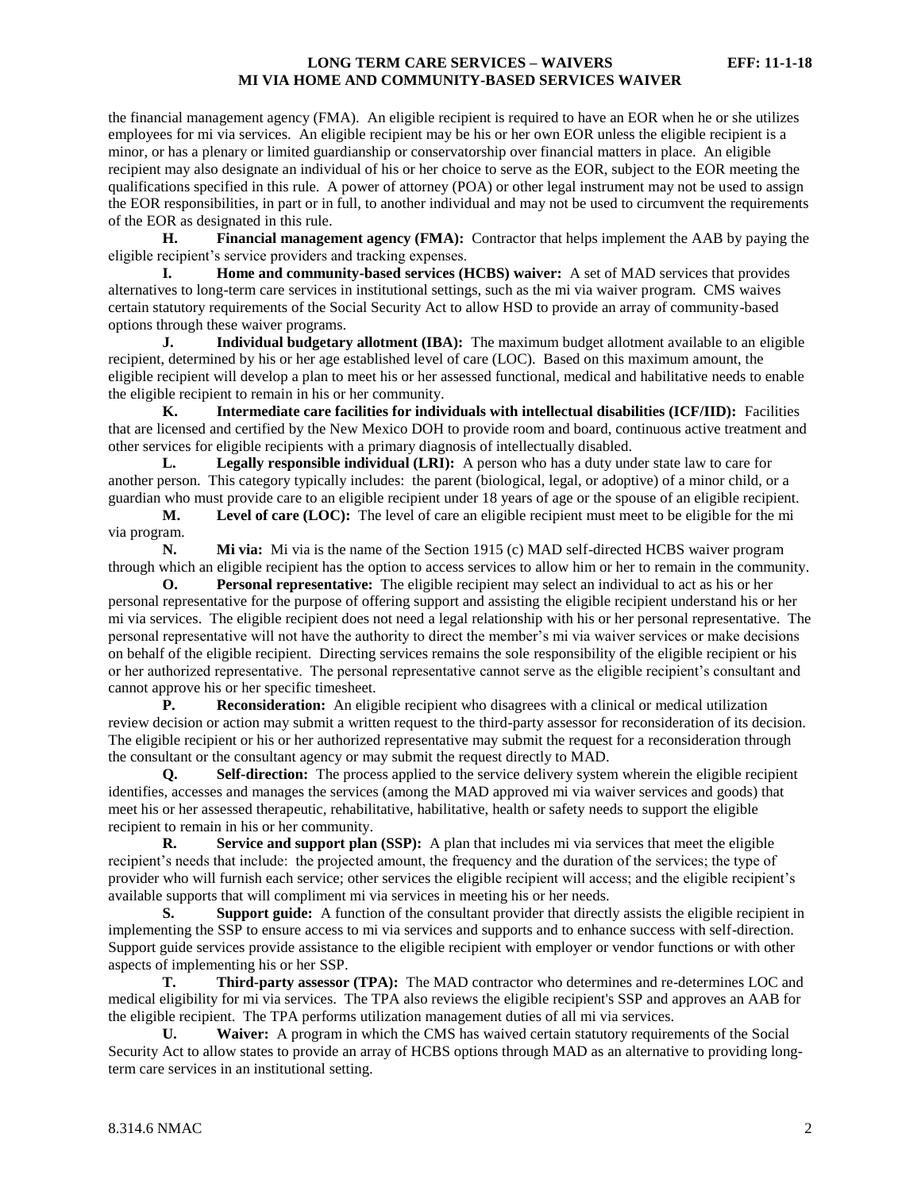the financial management agency (FMA). An eligible recipient is required to have an EOR when he or she utilizes employees for mi via services. An eligible recipient may be his or her own EOR unless the eligible recipient is a minor, or has a plenary or limited guardianship or conservatorship over financial matters in place. An eligible recipient may also designate an individual of his or her choice to serve as the EOR, subject to the EOR meeting the qualifications specified in this rule. A power of attorney (POA) or other legal instrument may not be used to assign the EOR responsibilities, in part or in full, to another individual and may not be used to circumvent the requirements of the EOR as designated in this rule.

**H. Financial management agency (FMA):** Contractor that helps implement the AAB by paying the eligible recipient's service providers and tracking expenses.

**I. Home and community-based services (HCBS) waiver:** A set of MAD services that provides alternatives to long-term care services in institutional settings, such as the mi via waiver program. CMS waives certain statutory requirements of the Social Security Act to allow HSD to provide an array of community-based options through these waiver programs.

**J. Individual budgetary allotment (IBA):** The maximum budget allotment available to an eligible recipient, determined by his or her age established level of care (LOC). Based on this maximum amount, the eligible recipient will develop a plan to meet his or her assessed functional, medical and habilitative needs to enable the eligible recipient to remain in his or her community.

**K. Intermediate care facilities for individuals with intellectual disabilities (ICF/IID):** Facilities that are licensed and certified by the New Mexico DOH to provide room and board, continuous active treatment and other services for eligible recipients with a primary diagnosis of intellectually disabled.

**L. Legally responsible individual (LRI):** A person who has a duty under state law to care for another person. This category typically includes: the parent (biological, legal, or adoptive) of a minor child, or a guardian who must provide care to an eligible recipient under 18 years of age or the spouse of an eligible recipient.

**M. Level of care (LOC):** The level of care an eligible recipient must meet to be eligible for the mi via program.

**N. Mi via:** Mi via is the name of the Section 1915 (c) MAD self-directed HCBS waiver program through which an eligible recipient has the option to access services to allow him or her to remain in the community.

**O. Personal representative:** The eligible recipient may select an individual to act as his or her personal representative for the purpose of offering support and assisting the eligible recipient understand his or her mi via services. The eligible recipient does not need a legal relationship with his or her personal representative. The personal representative will not have the authority to direct the member's mi via waiver services or make decisions on behalf of the eligible recipient. Directing services remains the sole responsibility of the eligible recipient or his or her authorized representative. The personal representative cannot serve as the eligible recipient's consultant and cannot approve his or her specific timesheet.

**P. Reconsideration:** An eligible recipient who disagrees with a clinical or medical utilization review decision or action may submit a written request to the third-party assessor for reconsideration of its decision. The eligible recipient or his or her authorized representative may submit the request for a reconsideration through the consultant or the consultant agency or may submit the request directly to MAD.

**Q. Self-direction:** The process applied to the service delivery system wherein the eligible recipient identifies, accesses and manages the services (among the MAD approved mi via waiver services and goods) that meet his or her assessed therapeutic, rehabilitative, habilitative, health or safety needs to support the eligible recipient to remain in his or her community.

**R. Service and support plan (SSP):** A plan that includes mi via services that meet the eligible recipient's needs that include: the projected amount, the frequency and the duration of the services; the type of provider who will furnish each service; other services the eligible recipient will access; and the eligible recipient's available supports that will compliment mi via services in meeting his or her needs.

**S. Support guide:** A function of the consultant provider that directly assists the eligible recipient in implementing the SSP to ensure access to mi via services and supports and to enhance success with self-direction. Support guide services provide assistance to the eligible recipient with employer or vendor functions or with other aspects of implementing his or her SSP.

**T. Third-party assessor (TPA):** The MAD contractor who determines and re-determines LOC and medical eligibility for mi via services. The TPA also reviews the eligible recipient's SSP and approves an AAB for the eligible recipient. The TPA performs utilization management duties of all mi via services.

**U. Waiver:** A program in which the CMS has waived certain statutory requirements of the Social Security Act to allow states to provide an array of HCBS options through MAD as an alternative to providing long-term care services in an institutional setting.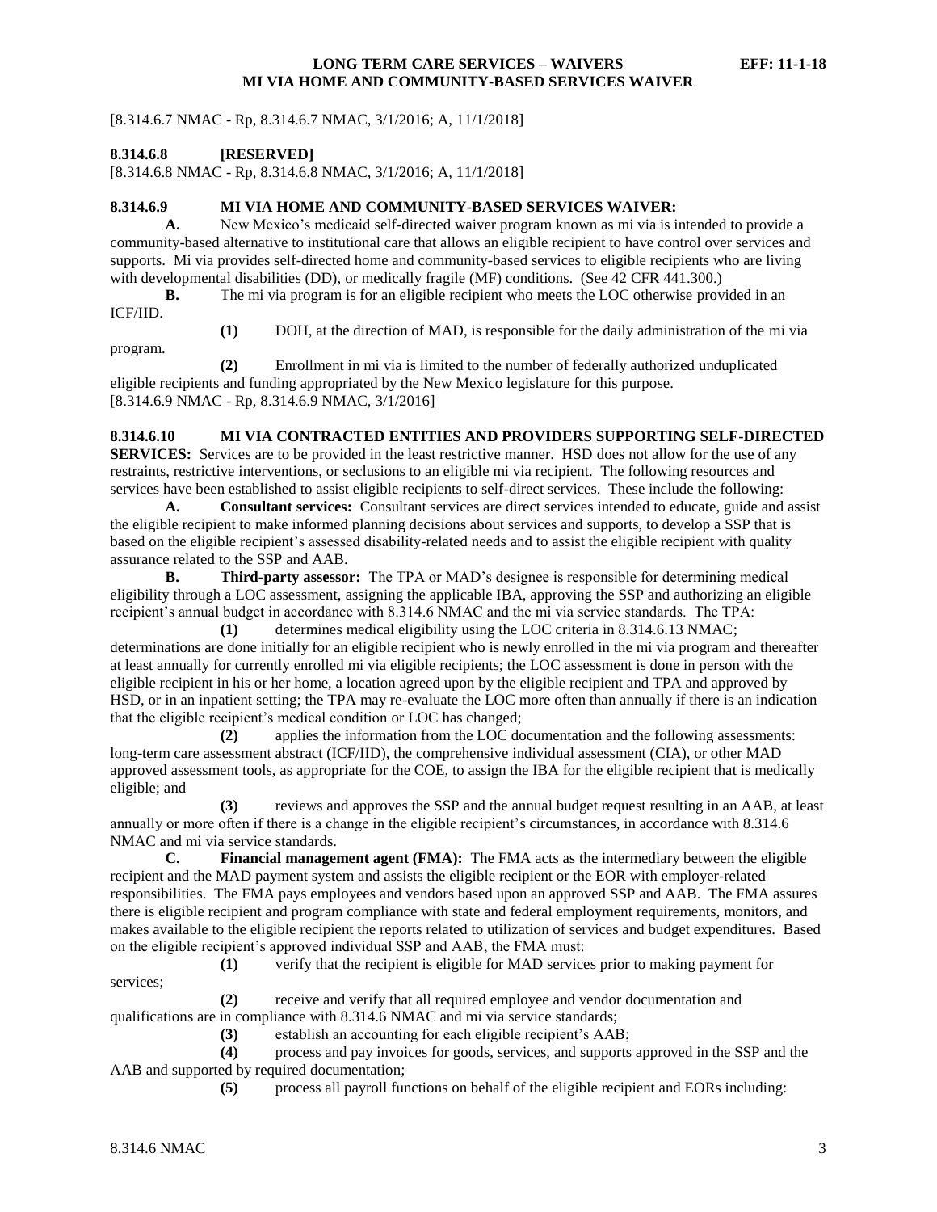[8.314.6.7 NMAC - Rp, 8.314.6.7 NMAC, 3/1/2016; A, 11/1/2018]

**8.314.6.8 [RESERVED]**

[8.314.6.8 NMAC - Rp, 8.314.6.8 NMAC, 3/1/2016; A, 11/1/2018]

**8.314.6.9 MI VIA HOME AND COMMUNITY-BASED SERVICES WAIVER:**

**A.** New Mexico's medicaid self-directed waiver program known as mi via is intended to provide a community-based alternative to institutional care that allows an eligible recipient to have control over services and supports. Mi via provides self-directed home and community-based services to eligible recipients who are living with developmental disabilities (DD), or medically fragile (MF) conditions. (See 42 CFR 441.300.)

**B.** The mi via program is for an eligible recipient who meets the LOC otherwise provided in an ICF/IID.

**(1)** DOH, at the direction of MAD, is responsible for the daily administration of the mi via program.

**(2)** Enrollment in mi via is limited to the number of federally authorized unduplicated eligible recipients and funding appropriated by the New Mexico legislature for this purpose.

[8.314.6.9 NMAC - Rp, 8.314.6.9 NMAC, 3/1/2016]

**8.314.6.10 MI VIA CONTRACTED ENTITIES AND PROVIDERS SUPPORTING SELF-DIRECTED SERVICES:** Services are to be provided in the least restrictive manner. HSD does not allow for the use of any restraints, restrictive interventions, or seclusions to an eligible mi via recipient. The following resources and services have been established to assist eligible recipients to self-direct services. These include the following:

**A. Consultant services:** Consultant services are direct services intended to educate, guide and assist the eligible recipient to make informed planning decisions about services and supports, to develop a SSP that is based on the eligible recipient's assessed disability-related needs and to assist the eligible recipient with quality assurance related to the SSP and AAB.

**B. Third-party assessor:** The TPA or MAD's designee is responsible for determining medical eligibility through a LOC assessment, assigning the applicable IBA, approving the SSP and authorizing an eligible recipient's annual budget in accordance with 8.314.6 NMAC and the mi via service standards. The TPA:

**(1)** determines medical eligibility using the LOC criteria in 8.314.6.13 NMAC; determinations are done initially for an eligible recipient who is newly enrolled in the mi via program and thereafter at least annually for currently enrolled mi via eligible recipients; the LOC assessment is done in person with the eligible recipient in his or her home, a location agreed upon by the eligible recipient and TPA and approved by HSD, or in an inpatient setting; the TPA may re-evaluate the LOC more often than annually if there is an indication that the eligible recipient's medical condition or LOC has changed;

**(2)** applies the information from the LOC documentation and the following assessments: long-term care assessment abstract (ICF/IID), the comprehensive individual assessment (CIA), or other MAD approved assessment tools, as appropriate for the COE, to assign the IBA for the eligible recipient that is medically eligible; and

**(3)** reviews and approves the SSP and the annual budget request resulting in an AAB, at least annually or more often if there is a change in the eligible recipient's circumstances, in accordance with 8.314.6 NMAC and mi via service standards.

**C. Financial management agent (FMA):** The FMA acts as the intermediary between the eligible recipient and the MAD payment system and assists the eligible recipient or the EOR with employer-related responsibilities. The FMA pays employees and vendors based upon an approved SSP and AAB. The FMA assures there is eligible recipient and program compliance with state and federal employment requirements, monitors, and makes available to the eligible recipient the reports related to utilization of services and budget expenditures. Based on the eligible recipient's approved individual SSP and AAB, the FMA must:

**(1)** verify that the recipient is eligible for MAD services prior to making payment for services;

**(2)** receive and verify that all required employee and vendor documentation and qualifications are in compliance with 8.314.6 NMAC and mi via service standards;

**(3)** establish an accounting for each eligible recipient's AAB;

**(4)** process and pay invoices for goods, services, and supports approved in the SSP and the AAB and supported by required documentation;

**(5)** process all payroll functions on behalf of the eligible recipient and EORs including: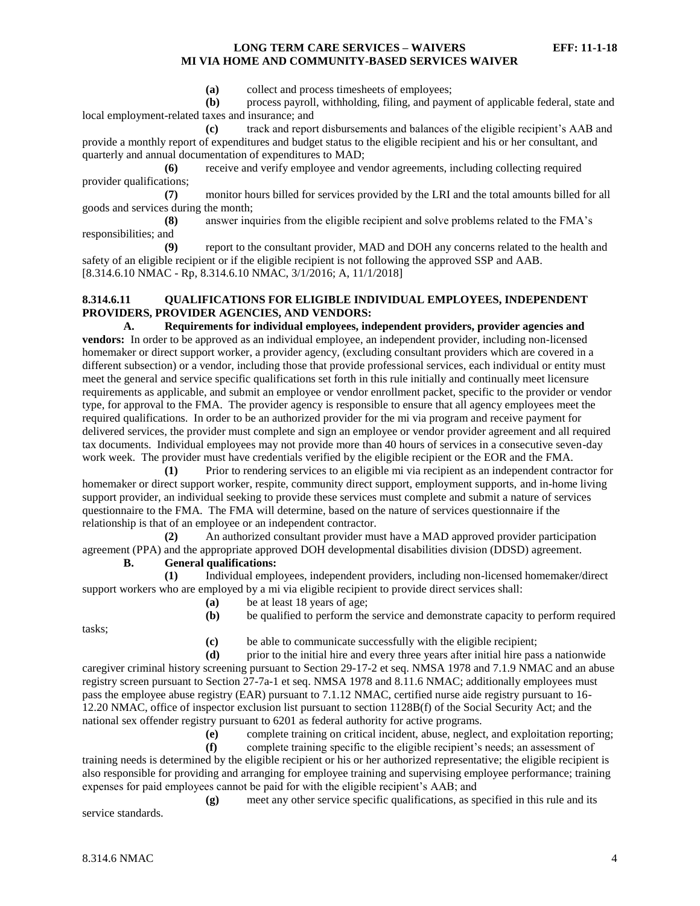**(a)** collect and process timesheets of employees;

**(b)** process payroll, withholding, filing, and payment of applicable federal, state and local employment-related taxes and insurance; and

**(c)** track and report disbursements and balances of the eligible recipient's AAB and provide a monthly report of expenditures and budget status to the eligible recipient and his or her consultant, and quarterly and annual documentation of expenditures to MAD;

**(6)** receive and verify employee and vendor agreements, including collecting required provider qualifications;

**(7)** monitor hours billed for services provided by the LRI and the total amounts billed for all goods and services during the month;

**(8)** answer inquiries from the eligible recipient and solve problems related to the FMA's responsibilities; and

**(9)** report to the consultant provider, MAD and DOH any concerns related to the health and safety of an eligible recipient or if the eligible recipient is not following the approved SSP and AAB.

[8.314.6.10 NMAC - Rp, 8.314.6.10 NMAC, 3/1/2016; A, 11/1/2018]

**8.314.6.11 QUALIFICATIONS FOR ELIGIBLE INDIVIDUAL EMPLOYEES, INDEPENDENT PROVIDERS, PROVIDER AGENCIES, AND VENDORS:**

**A. Requirements for individual employees, independent providers, provider agencies and vendors:** In order to be approved as an individual employee, an independent provider, including non-licensed homemaker or direct support worker, a provider agency, (excluding consultant providers which are covered in a different subsection) or a vendor, including those that provide professional services, each individual or entity must meet the general and service specific qualifications set forth in this rule initially and continually meet licensure requirements as applicable, and submit an employee or vendor enrollment packet, specific to the provider or vendor type, for approval to the FMA. The provider agency is responsible to ensure that all agency employees meet the required qualifications. In order to be an authorized provider for the mi via program and receive payment for delivered services, the provider must complete and sign an employee or vendor provider agreement and all required tax documents. Individual employees may not provide more than 40 hours of services in a consecutive seven-day work week. The provider must have credentials verified by the eligible recipient or the EOR and the FMA.

**(1)** Prior to rendering services to an eligible mi via recipient as an independent contractor for homemaker or direct support worker, respite, community direct support, employment supports, and in-home living support provider, an individual seeking to provide these services must complete and submit a nature of services questionnaire to the FMA. The FMA will determine, based on the nature of services questionnaire if the relationship is that of an employee or an independent contractor.

**(2)** An authorized consultant provider must have a MAD approved provider participation agreement (PPA) and the appropriate approved DOH developmental disabilities division (DDSD) agreement.

**B. General qualifications:**

**(1)** Individual employees, independent providers, including non-licensed homemaker/direct support workers who are employed by a mi via eligible recipient to provide direct services shall:

**(a)** be at least 18 years of age;

**(b)** be qualified to perform the service and demonstrate capacity to perform required tasks;

**(c)** be able to communicate successfully with the eligible recipient;

**(d)** prior to the initial hire and every three years after initial hire pass a nationwide caregiver criminal history screening pursuant to Section 29-17-2 et seq. NMSA 1978 and 7.1.9 NMAC and an abuse registry screen pursuant to Section 27-7a-1 et seq. NMSA 1978 and 8.11.6 NMAC; additionally employees must pass the employee abuse registry (EAR) pursuant to 7.1.12 NMAC, certified nurse aide registry pursuant to 16-12.20 NMAC, office of inspector exclusion list pursuant to section 1128B(f) of the Social Security Act; and the national sex offender registry pursuant to 6201 as federal authority for active programs.

**(e)** complete training on critical incident, abuse, neglect, and exploitation reporting;

**(f)** complete training specific to the eligible recipient's needs; an assessment of training needs is determined by the eligible recipient or his or her authorized representative; the eligible recipient is also responsible for providing and arranging for employee training and supervising employee performance; training expenses for paid employees cannot be paid for with the eligible recipient's AAB; and

**(g)** meet any other service specific qualifications, as specified in this rule and its service standards.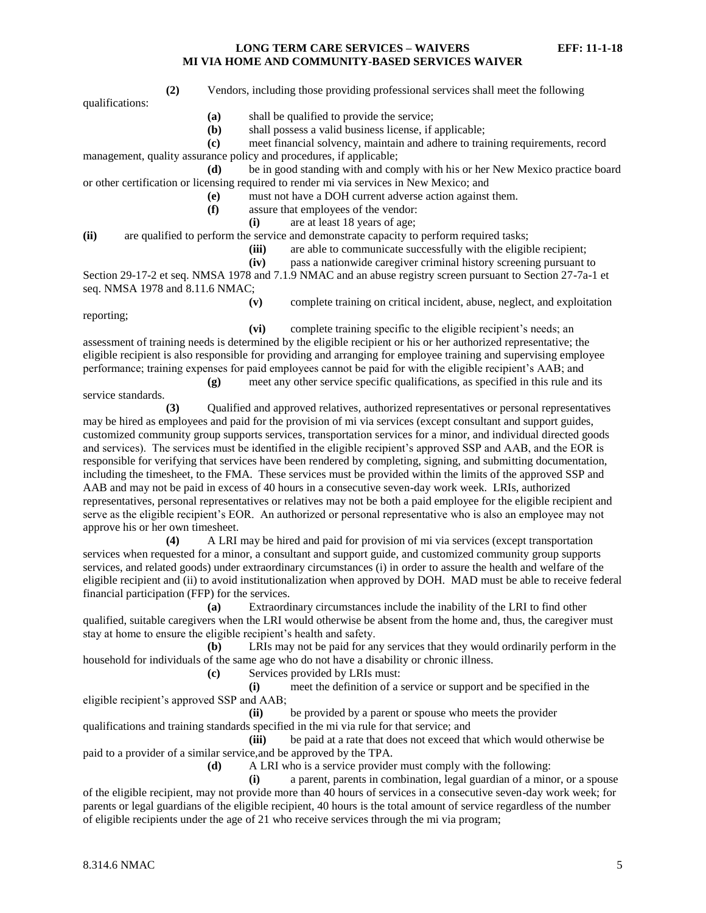**(2)** Vendors, including those providing professional services shall meet the following qualifications:

**(a)** shall be qualified to provide the service;

**(b)** shall possess a valid business license, if applicable;

**(c)** meet financial solvency, maintain and adhere to training requirements, record management, quality assurance policy and procedures, if applicable;

**(d)** be in good standing with and comply with his or her New Mexico practice board or other certification or licensing required to render mi via services in New Mexico; and

**(e)** must not have a DOH current adverse action against them.

**(f)** assure that employees of the vendor:

**(i)** are at least 18 years of age;

**(ii)** are qualified to perform the service and demonstrate capacity to perform required tasks;

**(iii)** are able to communicate successfully with the eligible recipient;

**(iv)** pass a nationwide caregiver criminal history screening pursuant to Section 29-17-2 et seq. NMSA 1978 and 7.1.9 NMAC and an abuse registry screen pursuant to Section 27-7a-1 et seq. NMSA 1978 and 8.11.6 NMAC;

**(v)** complete training on critical incident, abuse, neglect, and exploitation reporting;

**(vi)** complete training specific to the eligible recipient's needs; an assessment of training needs is determined by the eligible recipient or his or her authorized representative; the eligible recipient is also responsible for providing and arranging for employee training and supervising employee performance; training expenses for paid employees cannot be paid for with the eligible recipient's AAB; and

**(g)** meet any other service specific qualifications, as specified in this rule and its service standards.

**(3)** Qualified and approved relatives, authorized representatives or personal representatives may be hired as employees and paid for the provision of mi via services (except consultant and support guides, customized community group supports services, transportation services for a minor, and individual directed goods and services). The services must be identified in the eligible recipient's approved SSP and AAB, and the EOR is responsible for verifying that services have been rendered by completing, signing, and submitting documentation, including the timesheet, to the FMA. These services must be provided within the limits of the approved SSP and AAB and may not be paid in excess of 40 hours in a consecutive seven-day work week. LRIs, authorized representatives, personal representatives or relatives may not be both a paid employee for the eligible recipient and serve as the eligible recipient's EOR. An authorized or personal representative who is also an employee may not approve his or her own timesheet.

**(4)** A LRI may be hired and paid for provision of mi via services (except transportation services when requested for a minor, a consultant and support guide, and customized community group supports services, and related goods) under extraordinary circumstances (i) in order to assure the health and welfare of the eligible recipient and (ii) to avoid institutionalization when approved by DOH. MAD must be able to receive federal financial participation (FFP) for the services.

**(a)** Extraordinary circumstances include the inability of the LRI to find other qualified, suitable caregivers when the LRI would otherwise be absent from the home and, thus, the caregiver must stay at home to ensure the eligible recipient's health and safety.

**(b)** LRIs may not be paid for any services that they would ordinarily perform in the household for individuals of the same age who do not have a disability or chronic illness.

**(c)** Services provided by LRIs must:

**(i)** meet the definition of a service or support and be specified in the eligible recipient's approved SSP and AAB;

**(ii)** be provided by a parent or spouse who meets the provider qualifications and training standards specified in the mi via rule for that service; and

**(iii)** be paid at a rate that does not exceed that which would otherwise be paid to a provider of a similar service,and be approved by the TPA.

**(d)** A LRI who is a service provider must comply with the following:

**(i)** a parent, parents in combination, legal guardian of a minor, or a spouse of the eligible recipient, may not provide more than 40 hours of services in a consecutive seven-day work week; for parents or legal guardians of the eligible recipient, 40 hours is the total amount of service regardless of the number of eligible recipients under the age of 21 who receive services through the mi via program;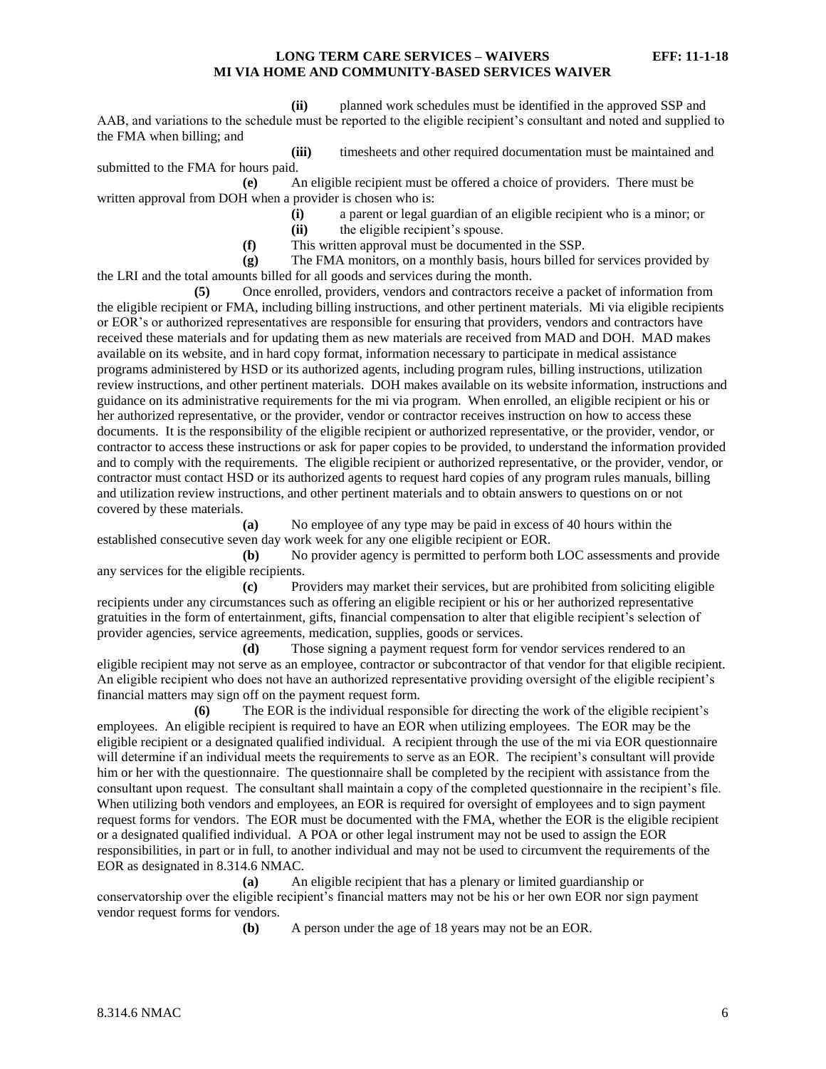**(ii)** planned work schedules must be identified in the approved SSP and AAB, and variations to the schedule must be reported to the eligible recipient's consultant and noted and supplied to the FMA when billing; and

**(iii)** timesheets and other required documentation must be maintained and submitted to the FMA for hours paid.

**(e)** An eligible recipient must be offered a choice of providers. There must be written approval from DOH when a provider is chosen who is:

**(i)** a parent or legal guardian of an eligible recipient who is a minor; or

**(ii)** the eligible recipient's spouse.

**(f)** This written approval must be documented in the SSP.

**(g)** The FMA monitors, on a monthly basis, hours billed for services provided by the LRI and the total amounts billed for all goods and services during the month.

**(5)** Once enrolled, providers, vendors and contractors receive a packet of information from the eligible recipient or FMA, including billing instructions, and other pertinent materials. Mi via eligible recipients or EOR's or authorized representatives are responsible for ensuring that providers, vendors and contractors have received these materials and for updating them as new materials are received from MAD and DOH. MAD makes available on its website, and in hard copy format, information necessary to participate in medical assistance programs administered by HSD or its authorized agents, including program rules, billing instructions, utilization review instructions, and other pertinent materials. DOH makes available on its website information, instructions and guidance on its administrative requirements for the mi via program. When enrolled, an eligible recipient or his or her authorized representative, or the provider, vendor or contractor receives instruction on how to access these documents. It is the responsibility of the eligible recipient or authorized representative, or the provider, vendor, or contractor to access these instructions or ask for paper copies to be provided, to understand the information provided and to comply with the requirements. The eligible recipient or authorized representative, or the provider, vendor, or contractor must contact HSD or its authorized agents to request hard copies of any program rules manuals, billing and utilization review instructions, and other pertinent materials and to obtain answers to questions on or not covered by these materials.

**(a)** No employee of any type may be paid in excess of 40 hours within the established consecutive seven day work week for any one eligible recipient or EOR.

**(b)** No provider agency is permitted to perform both LOC assessments and provide any services for the eligible recipients.

**(c)** Providers may market their services, but are prohibited from soliciting eligible recipients under any circumstances such as offering an eligible recipient or his or her authorized representative gratuities in the form of entertainment, gifts, financial compensation to alter that eligible recipient's selection of provider agencies, service agreements, medication, supplies, goods or services.

**(d)** Those signing a payment request form for vendor services rendered to an eligible recipient may not serve as an employee, contractor or subcontractor of that vendor for that eligible recipient. An eligible recipient who does not have an authorized representative providing oversight of the eligible recipient's financial matters may sign off on the payment request form.

**(6)** The EOR is the individual responsible for directing the work of the eligible recipient's employees. An eligible recipient is required to have an EOR when utilizing employees. The EOR may be the eligible recipient or a designated qualified individual. A recipient through the use of the mi via EOR questionnaire will determine if an individual meets the requirements to serve as an EOR. The recipient's consultant will provide him or her with the questionnaire. The questionnaire shall be completed by the recipient with assistance from the consultant upon request. The consultant shall maintain a copy of the completed questionnaire in the recipient's file. When utilizing both vendors and employees, an EOR is required for oversight of employees and to sign payment request forms for vendors. The EOR must be documented with the FMA, whether the EOR is the eligible recipient or a designated qualified individual. A POA or other legal instrument may not be used to assign the EOR responsibilities, in part or in full, to another individual and may not be used to circumvent the requirements of the EOR as designated in 8.314.6 NMAC.

**(a)** An eligible recipient that has a plenary or limited guardianship or conservatorship over the eligible recipient's financial matters may not be his or her own EOR nor sign payment vendor request forms for vendors.

**(b)** A person under the age of 18 years may not be an EOR.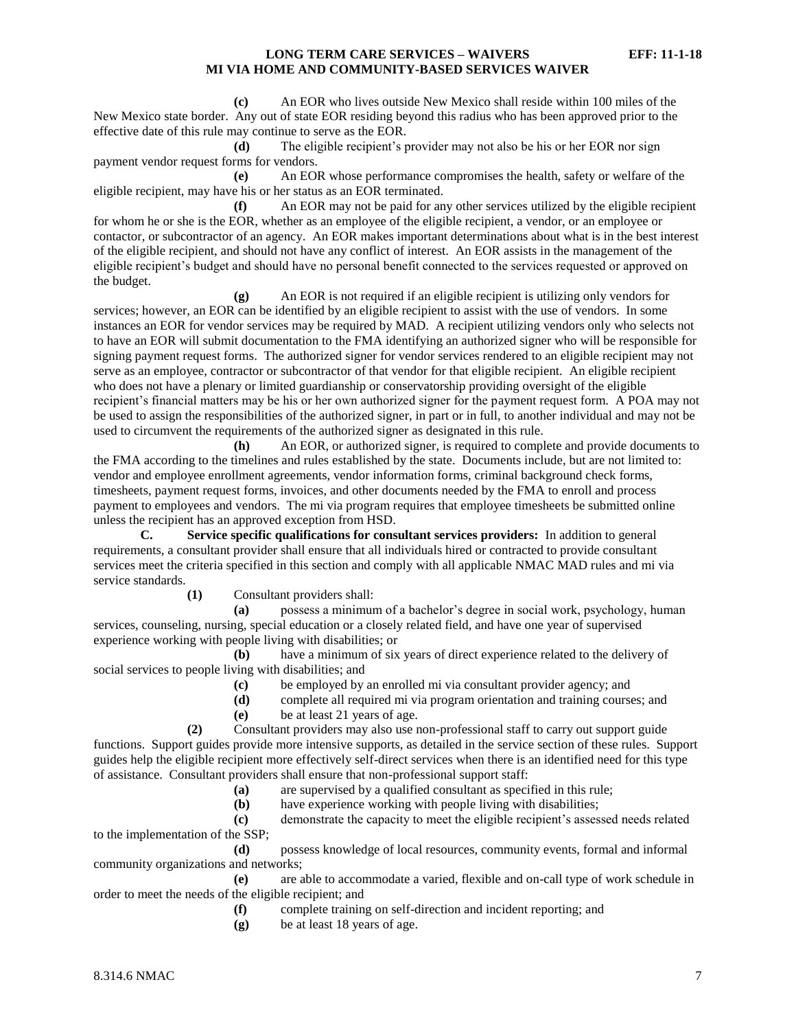**(c)** An EOR who lives outside New Mexico shall reside within 100 miles of the New Mexico state border. Any out of state EOR residing beyond this radius who has been approved prior to the effective date of this rule may continue to serve as the EOR.

**(d)** The eligible recipient's provider may not also be his or her EOR nor sign payment vendor request forms for vendors.

**(e)** An EOR whose performance compromises the health, safety or welfare of the eligible recipient, may have his or her status as an EOR terminated.

**(f)** An EOR may not be paid for any other services utilized by the eligible recipient for whom he or she is the EOR, whether as an employee of the eligible recipient, a vendor, or an employee or contactor, or subcontractor of an agency. An EOR makes important determinations about what is in the best interest of the eligible recipient, and should not have any conflict of interest. An EOR assists in the management of the eligible recipient's budget and should have no personal benefit connected to the services requested or approved on the budget.

**(g)** An EOR is not required if an eligible recipient is utilizing only vendors for services; however, an EOR can be identified by an eligible recipient to assist with the use of vendors. In some instances an EOR for vendor services may be required by MAD. A recipient utilizing vendors only who selects not to have an EOR will submit documentation to the FMA identifying an authorized signer who will be responsible for signing payment request forms. The authorized signer for vendor services rendered to an eligible recipient may not serve as an employee, contractor or subcontractor of that vendor for that eligible recipient. An eligible recipient who does not have a plenary or limited guardianship or conservatorship providing oversight of the eligible recipient's financial matters may be his or her own authorized signer for the payment request form. A POA may not be used to assign the responsibilities of the authorized signer, in part or in full, to another individual and may not be used to circumvent the requirements of the authorized signer as designated in this rule.

**(h)** An EOR, or authorized signer, is required to complete and provide documents to the FMA according to the timelines and rules established by the state. Documents include, but are not limited to: vendor and employee enrollment agreements, vendor information forms, criminal background check forms, timesheets, payment request forms, invoices, and other documents needed by the FMA to enroll and process payment to employees and vendors. The mi via program requires that employee timesheets be submitted online unless the recipient has an approved exception from HSD.

**C. Service specific qualifications for consultant services providers:** In addition to general requirements, a consultant provider shall ensure that all individuals hired or contracted to provide consultant services meet the criteria specified in this section and comply with all applicable NMAC MAD rules and mi via service standards.

**(1)** Consultant providers shall:

**(a)** possess a minimum of a bachelor's degree in social work, psychology, human services, counseling, nursing, special education or a closely related field, and have one year of supervised experience working with people living with disabilities; or

**(b)** have a minimum of six years of direct experience related to the delivery of social services to people living with disabilities; and

**(c)** be employed by an enrolled mi via consultant provider agency; and

**(d)** complete all required mi via program orientation and training courses; and

**(e)** be at least 21 years of age.

**(2)** Consultant providers may also use non-professional staff to carry out support guide functions. Support guides provide more intensive supports, as detailed in the service section of these rules. Support guides help the eligible recipient more effectively self-direct services when there is an identified need for this type of assistance. Consultant providers shall ensure that non-professional support staff:

**(a)** are supervised by a qualified consultant as specified in this rule;

**(b)** have experience working with people living with disabilities;

**(c)** demonstrate the capacity to meet the eligible recipient's assessed needs related to the implementation of the SSP;

**(d)** possess knowledge of local resources, community events, formal and informal community organizations and networks;

**(e)** are able to accommodate a varied, flexible and on-call type of work schedule in order to meet the needs of the eligible recipient; and

**(f)** complete training on self-direction and incident reporting; and

**(g)** be at least 18 years of age.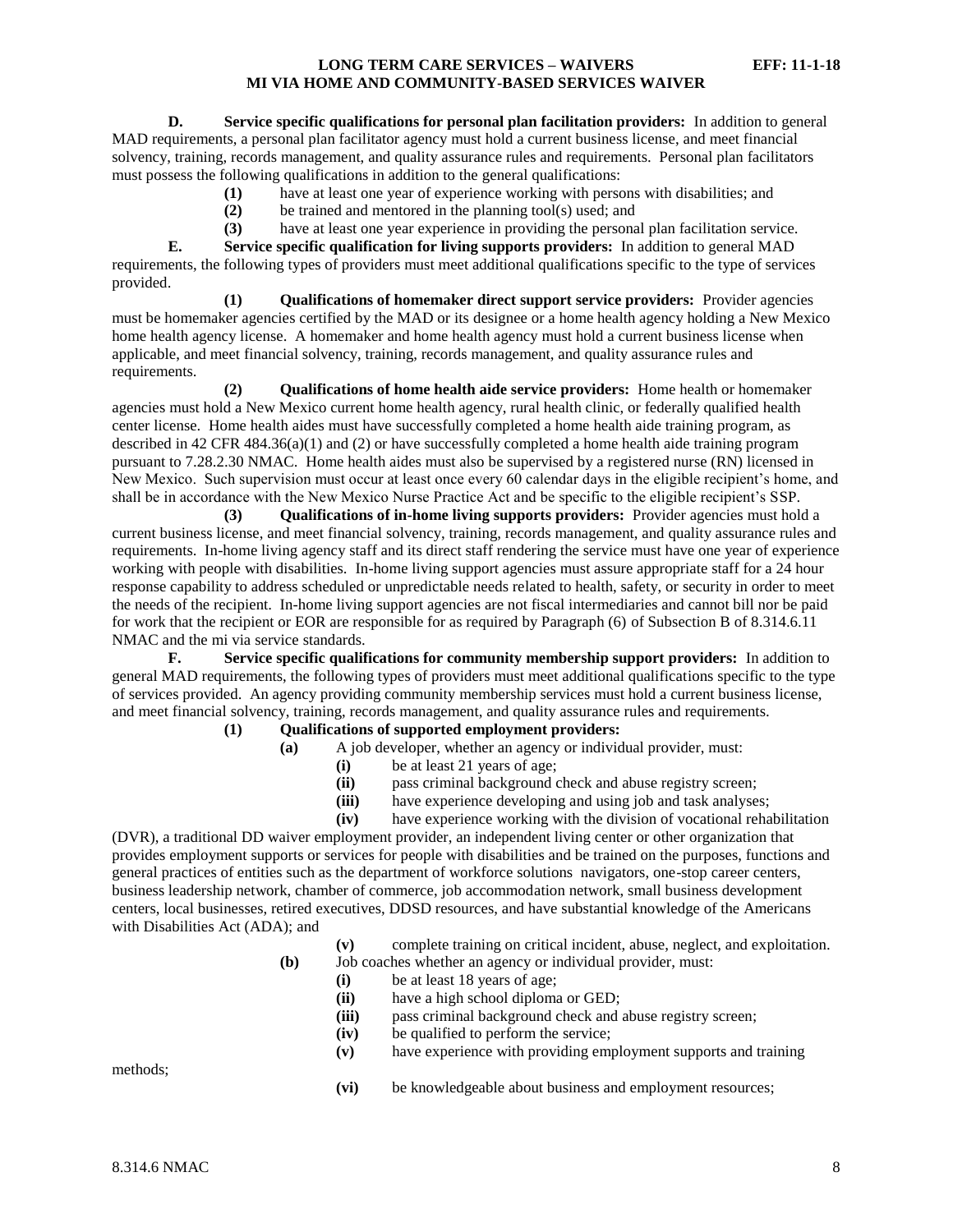**D. Service specific qualifications for personal plan facilitation providers:** In addition to general MAD requirements, a personal plan facilitator agency must hold a current business license, and meet financial solvency, training, records management, and quality assurance rules and requirements. Personal plan facilitators must possess the following qualifications in addition to the general qualifications:

**(1)** have at least one year of experience working with persons with disabilities; and

**(2)** be trained and mentored in the planning tool(s) used; and

**(3)** have at least one year experience in providing the personal plan facilitation service.

**E. Service specific qualification for living supports providers:** In addition to general MAD requirements, the following types of providers must meet additional qualifications specific to the type of services provided.

**(1) Qualifications of homemaker direct support service providers:** Provider agencies must be homemaker agencies certified by the MAD or its designee or a home health agency holding a New Mexico home health agency license. A homemaker and home health agency must hold a current business license when applicable, and meet financial solvency, training, records management, and quality assurance rules and requirements.

**(2) Qualifications of home health aide service providers:** Home health or homemaker agencies must hold a New Mexico current home health agency, rural health clinic, or federally qualified health center license. Home health aides must have successfully completed a home health aide training program, as described in 42 CFR 484.36(a)(1) and (2) or have successfully completed a home health aide training program pursuant to 7.28.2.30 NMAC. Home health aides must also be supervised by a registered nurse (RN) licensed in New Mexico. Such supervision must occur at least once every 60 calendar days in the eligible recipient's home, and shall be in accordance with the New Mexico Nurse Practice Act and be specific to the eligible recipient's SSP.

**(3) Qualifications of in-home living supports providers:** Provider agencies must hold a current business license, and meet financial solvency, training, records management, and quality assurance rules and requirements. In-home living agency staff and its direct staff rendering the service must have one year of experience working with people with disabilities. In-home living support agencies must assure appropriate staff for a 24 hour response capability to address scheduled or unpredictable needs related to health, safety, or security in order to meet the needs of the recipient. In-home living support agencies are not fiscal intermediaries and cannot bill nor be paid for work that the recipient or EOR are responsible for as required by Paragraph (6) of Subsection B of 8.314.6.11 NMAC and the mi via service standards.

**F. Service specific qualifications for community membership support providers:** In addition to general MAD requirements, the following types of providers must meet additional qualifications specific to the type of services provided. An agency providing community membership services must hold a current business license, and meet financial solvency, training, records management, and quality assurance rules and requirements.

**(1) Qualifications of supported employment providers:**

**(a)** A job developer, whether an agency or individual provider, must:

**(i)** be at least 21 years of age;

**(ii)** pass criminal background check and abuse registry screen;

**(iii)** have experience developing and using job and task analyses;

**(iv)** have experience working with the division of vocational rehabilitation (DVR), a traditional DD waiver employment provider, an independent living center or other organization that provides employment supports or services for people with disabilities and be trained on the purposes, functions and general practices of entities such as the department of workforce solutions navigators, one-stop career centers, business leadership network, chamber of commerce, job accommodation network, small business development centers, local businesses, retired executives, DDSD resources, and have substantial knowledge of the Americans with Disabilities Act (ADA); and

**(v)** complete training on critical incident, abuse, neglect, and exploitation.

**(b)** Job coaches whether an agency or individual provider, must:

**(i)** be at least 18 years of age;

**(ii)** have a high school diploma or GED;

**(iii)** pass criminal background check and abuse registry screen;

**(iv)** be qualified to perform the service;

**(v)** have experience with providing employment supports and training methods;

**(vi)** be knowledgeable about business and employment resources;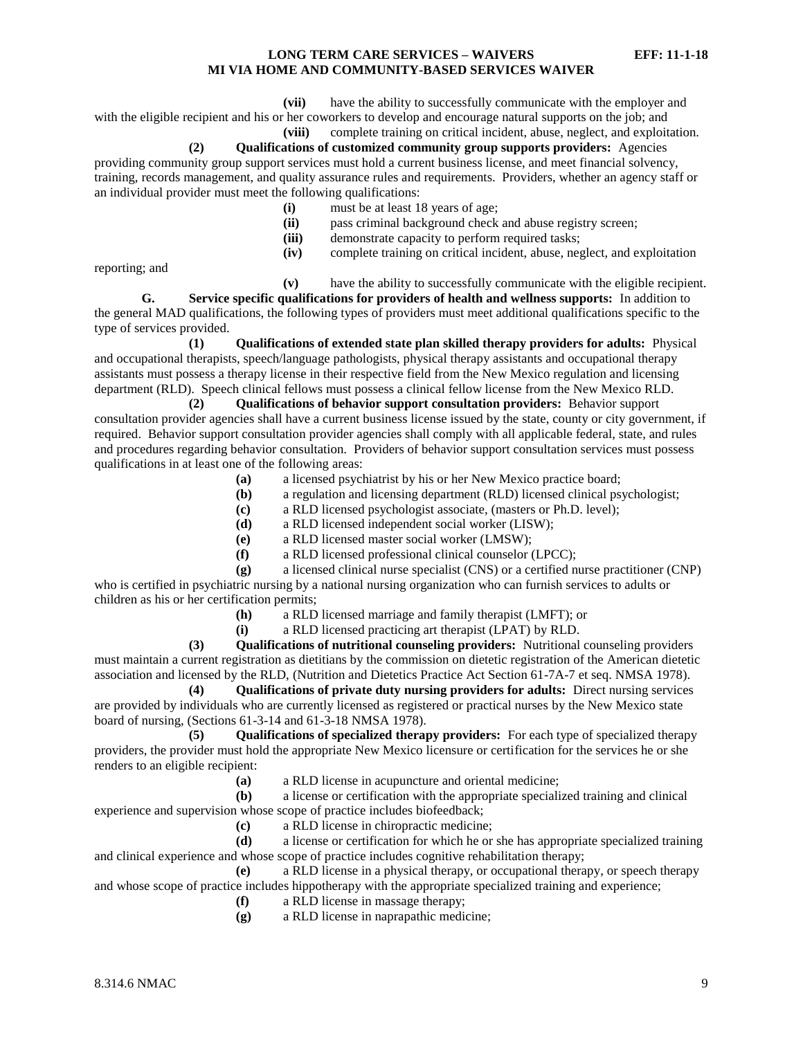**(vii)** have the ability to successfully communicate with the employer and with the eligible recipient and his or her coworkers to develop and encourage natural supports on the job; and

**(viii)** complete training on critical incident, abuse, neglect, and exploitation.

**(2) Qualifications of customized community group supports providers:** Agencies providing community group support services must hold a current business license, and meet financial solvency, training, records management, and quality assurance rules and requirements. Providers, whether an agency staff or an individual provider must meet the following qualifications:

**(i)** must be at least 18 years of age;

**(ii)** pass criminal background check and abuse registry screen;

**(iii)** demonstrate capacity to perform required tasks;

**(iv)** complete training on critical incident, abuse, neglect, and exploitation reporting; and

**(v)** have the ability to successfully communicate with the eligible recipient.

**G. Service specific qualifications for providers of health and wellness supports:** In addition to the general MAD qualifications, the following types of providers must meet additional qualifications specific to the type of services provided.

**(1) Qualifications of extended state plan skilled therapy providers for adults:** Physical and occupational therapists, speech/language pathologists, physical therapy assistants and occupational therapy assistants must possess a therapy license in their respective field from the New Mexico regulation and licensing department (RLD). Speech clinical fellows must possess a clinical fellow license from the New Mexico RLD.

**(2) Qualifications of behavior support consultation providers:** Behavior support consultation provider agencies shall have a current business license issued by the state, county or city government, if required. Behavior support consultation provider agencies shall comply with all applicable federal, state, and rules and procedures regarding behavior consultation. Providers of behavior support consultation services must possess qualifications in at least one of the following areas:

**(a)** a licensed psychiatrist by his or her New Mexico practice board;

**(b)** a regulation and licensing department (RLD) licensed clinical psychologist;

**(c)** a RLD licensed psychologist associate, (masters or Ph.D. level);

**(d)** a RLD licensed independent social worker (LISW);

**(e)** a RLD licensed master social worker (LMSW);

**(f)** a RLD licensed professional clinical counselor (LPCC);

**(g)** a licensed clinical nurse specialist (CNS) or a certified nurse practitioner (CNP) who is certified in psychiatric nursing by a national nursing organization who can furnish services to adults or children as his or her certification permits;

**(h)** a RLD licensed marriage and family therapist (LMFT); or

**(i)** a RLD licensed practicing art therapist (LPAT) by RLD.

**(3) Qualifications of nutritional counseling providers:** Nutritional counseling providers must maintain a current registration as dietitians by the commission on dietetic registration of the American dietetic association and licensed by the RLD, (Nutrition and Dietetics Practice Act Section 61-7A-7 et seq. NMSA 1978).

**(4) Qualifications of private duty nursing providers for adults:** Direct nursing services are provided by individuals who are currently licensed as registered or practical nurses by the New Mexico state board of nursing, (Sections 61-3-14 and 61-3-18 NMSA 1978).

**(5) Qualifications of specialized therapy providers:** For each type of specialized therapy providers, the provider must hold the appropriate New Mexico licensure or certification for the services he or she renders to an eligible recipient:

**(a)** a RLD license in acupuncture and oriental medicine;

**(b)** a license or certification with the appropriate specialized training and clinical experience and supervision whose scope of practice includes biofeedback;

**(c)** a RLD license in chiropractic medicine;

**(d)** a license or certification for which he or she has appropriate specialized training and clinical experience and whose scope of practice includes cognitive rehabilitation therapy;

**(e)** a RLD license in a physical therapy, or occupational therapy, or speech therapy and whose scope of practice includes hippotherapy with the appropriate specialized training and experience;

**(f)** a RLD license in massage therapy;

**(g)** a RLD license in naprapathic medicine;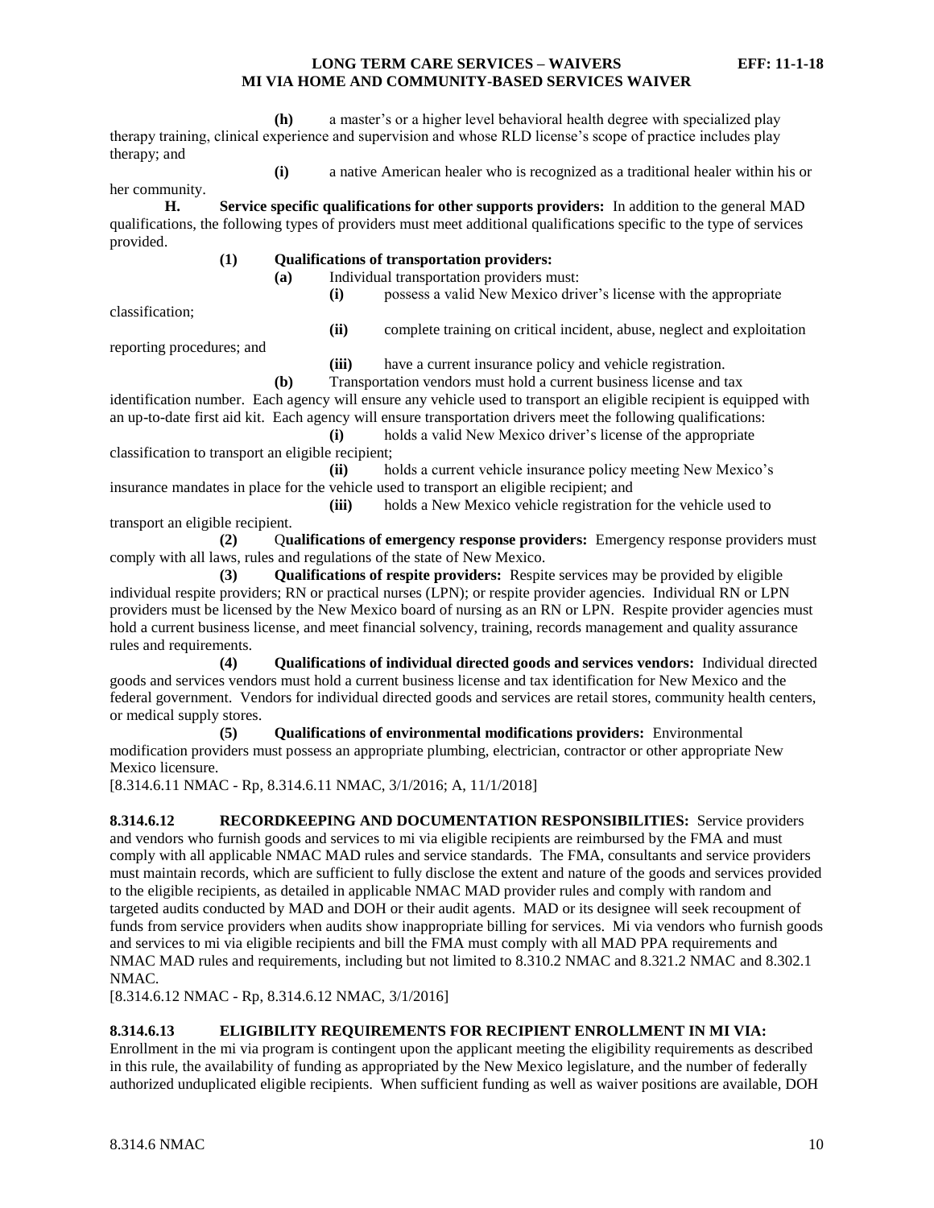**(h)** a master's or a higher level behavioral health degree with specialized play therapy training, clinical experience and supervision and whose RLD license's scope of practice includes play therapy; and

**(i)** a native American healer who is recognized as a traditional healer within his or her community.

**H. Service specific qualifications for other supports providers:** In addition to the general MAD qualifications, the following types of providers must meet additional qualifications specific to the type of services provided.

**(1) Qualifications of transportation providers:**

**(a)** Individual transportation providers must:

**(i)** possess a valid New Mexico driver's license with the appropriate classification;

**(ii)** complete training on critical incident, abuse, neglect and exploitation reporting procedures; and

**(iii)** have a current insurance policy and vehicle registration.

**(b)** Transportation vendors must hold a current business license and tax identification number. Each agency will ensure any vehicle used to transport an eligible recipient is equipped with an up-to-date first aid kit. Each agency will ensure transportation drivers meet the following qualifications:

**(i)** holds a valid New Mexico driver's license of the appropriate classification to transport an eligible recipient;

**(ii)** holds a current vehicle insurance policy meeting New Mexico's insurance mandates in place for the vehicle used to transport an eligible recipient; and

**(iii)** holds a New Mexico vehicle registration for the vehicle used to transport an eligible recipient.

**(2) Qualifications of emergency response providers:** Emergency response providers must comply with all laws, rules and regulations of the state of New Mexico.

**(3) Qualifications of respite providers:** Respite services may be provided by eligible individual respite providers; RN or practical nurses (LPN); or respite provider agencies. Individual RN or LPN providers must be licensed by the New Mexico board of nursing as an RN or LPN. Respite provider agencies must hold a current business license, and meet financial solvency, training, records management and quality assurance rules and requirements.

**(4) Qualifications of individual directed goods and services vendors:** Individual directed goods and services vendors must hold a current business license and tax identification for New Mexico and the federal government. Vendors for individual directed goods and services are retail stores, community health centers, or medical supply stores.

**(5) Qualifications of environmental modifications providers:** Environmental modification providers must possess an appropriate plumbing, electrician, contractor or other appropriate New Mexico licensure.

[8.314.6.11 NMAC - Rp, 8.314.6.11 NMAC, 3/1/2016; A, 11/1/2018]

**8.314.6.12 RECORDKEEPING AND DOCUMENTATION RESPONSIBILITIES:** Service providers and vendors who furnish goods and services to mi via eligible recipients are reimbursed by the FMA and must comply with all applicable NMAC MAD rules and service standards. The FMA, consultants and service providers must maintain records, which are sufficient to fully disclose the extent and nature of the goods and services provided to the eligible recipients, as detailed in applicable NMAC MAD provider rules and comply with random and targeted audits conducted by MAD and DOH or their audit agents. MAD or its designee will seek recoupment of funds from service providers when audits show inappropriate billing for services. Mi via vendors who furnish goods and services to mi via eligible recipients and bill the FMA must comply with all MAD PPA requirements and NMAC MAD rules and requirements, including but not limited to 8.310.2 NMAC and 8.321.2 NMAC and 8.302.1 NMAC.

[8.314.6.12 NMAC - Rp, 8.314.6.12 NMAC, 3/1/2016]

**8.314.6.13 ELIGIBILITY REQUIREMENTS FOR RECIPIENT ENROLLMENT IN MI VIA:** Enrollment in the mi via program is contingent upon the applicant meeting the eligibility requirements as described in this rule, the availability of funding as appropriated by the New Mexico legislature, and the number of federally authorized unduplicated eligible recipients. When sufficient funding as well as waiver positions are available, DOH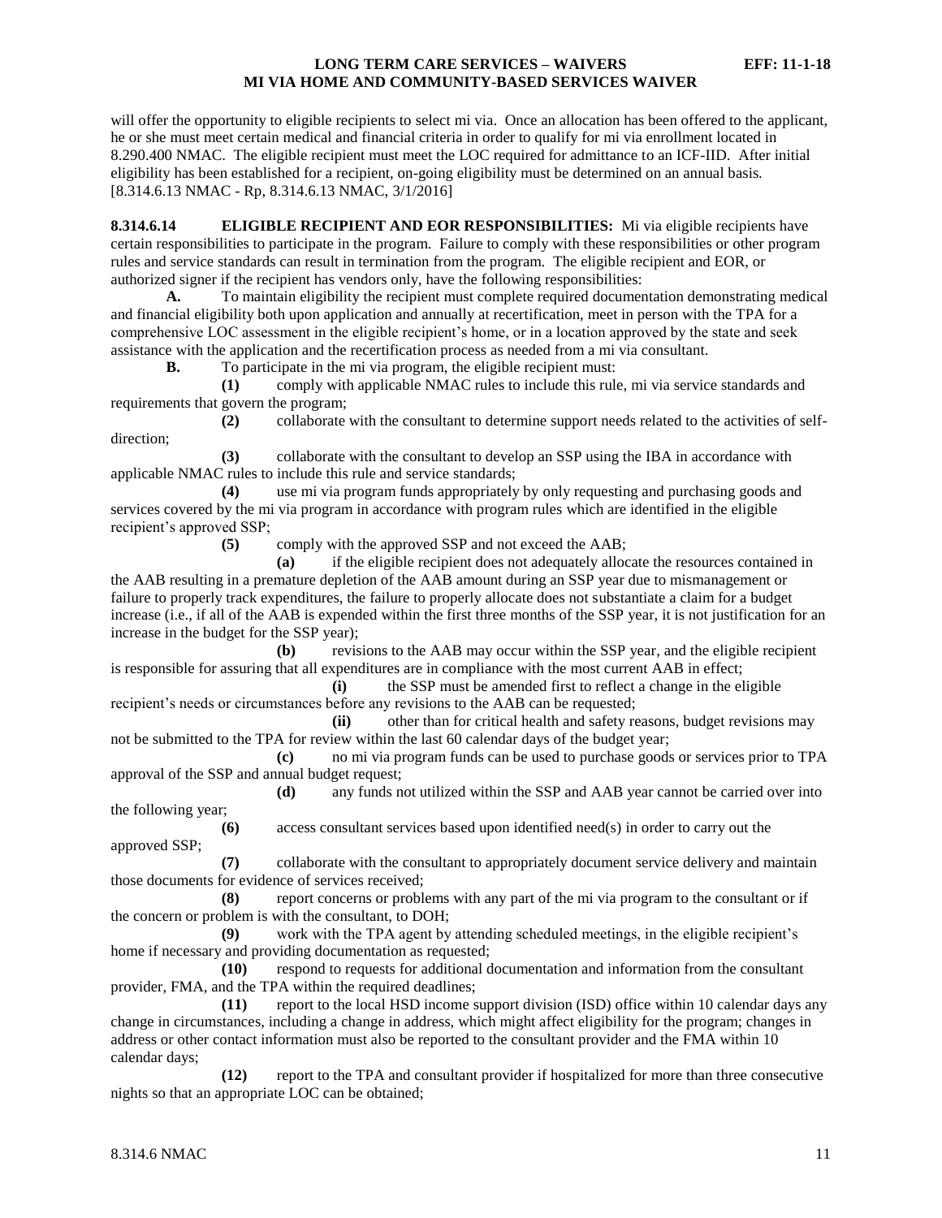will offer the opportunity to eligible recipients to select mi via. Once an allocation has been offered to the applicant, he or she must meet certain medical and financial criteria in order to qualify for mi via enrollment located in 8.290.400 NMAC. The eligible recipient must meet the LOC required for admittance to an ICF-IID. After initial eligibility has been established for a recipient, on-going eligibility must be determined on an annual basis.
[8.314.6.13 NMAC - Rp, 8.314.6.13 NMAC, 3/1/2016]

**8.314.6.14 ELIGIBLE RECIPIENT AND EOR RESPONSIBILITIES:** Mi via eligible recipients have certain responsibilities to participate in the program. Failure to comply with these responsibilities or other program rules and service standards can result in termination from the program. The eligible recipient and EOR, or authorized signer if the recipient has vendors only, have the following responsibilities:

**A.** To maintain eligibility the recipient must complete required documentation demonstrating medical and financial eligibility both upon application and annually at recertification, meet in person with the TPA for a comprehensive LOC assessment in the eligible recipient's home, or in a location approved by the state and seek assistance with the application and the recertification process as needed from a mi via consultant.

**B.** To participate in the mi via program, the eligible recipient must:

**(1)** comply with applicable NMAC rules to include this rule, mi via service standards and requirements that govern the program;

**(2)** collaborate with the consultant to determine support needs related to the activities of self-direction;

**(3)** collaborate with the consultant to develop an SSP using the IBA in accordance with applicable NMAC rules to include this rule and service standards;

**(4)** use mi via program funds appropriately by only requesting and purchasing goods and services covered by the mi via program in accordance with program rules which are identified in the eligible recipient's approved SSP;

**(5)** comply with the approved SSP and not exceed the AAB;

**(a)** if the eligible recipient does not adequately allocate the resources contained in the AAB resulting in a premature depletion of the AAB amount during an SSP year due to mismanagement or failure to properly track expenditures, the failure to properly allocate does not substantiate a claim for a budget increase (i.e., if all of the AAB is expended within the first three months of the SSP year, it is not justification for an increase in the budget for the SSP year);

**(b)** revisions to the AAB may occur within the SSP year, and the eligible recipient is responsible for assuring that all expenditures are in compliance with the most current AAB in effect;

**(i)** the SSP must be amended first to reflect a change in the eligible recipient's needs or circumstances before any revisions to the AAB can be requested;

**(ii)** other than for critical health and safety reasons, budget revisions may not be submitted to the TPA for review within the last 60 calendar days of the budget year;

**(c)** no mi via program funds can be used to purchase goods or services prior to TPA approval of the SSP and annual budget request;

**(d)** any funds not utilized within the SSP and AAB year cannot be carried over into the following year;

**(6)** access consultant services based upon identified need(s) in order to carry out the approved SSP;

**(7)** collaborate with the consultant to appropriately document service delivery and maintain those documents for evidence of services received;

**(8)** report concerns or problems with any part of the mi via program to the consultant or if the concern or problem is with the consultant, to DOH;

**(9)** work with the TPA agent by attending scheduled meetings, in the eligible recipient's home if necessary and providing documentation as requested;

**(10)** respond to requests for additional documentation and information from the consultant provider, FMA, and the TPA within the required deadlines;

**(11)** report to the local HSD income support division (ISD) office within 10 calendar days any change in circumstances, including a change in address, which might affect eligibility for the program; changes in address or other contact information must also be reported to the consultant provider and the FMA within 10 calendar days;

**(12)** report to the TPA and consultant provider if hospitalized for more than three consecutive nights so that an appropriate LOC can be obtained;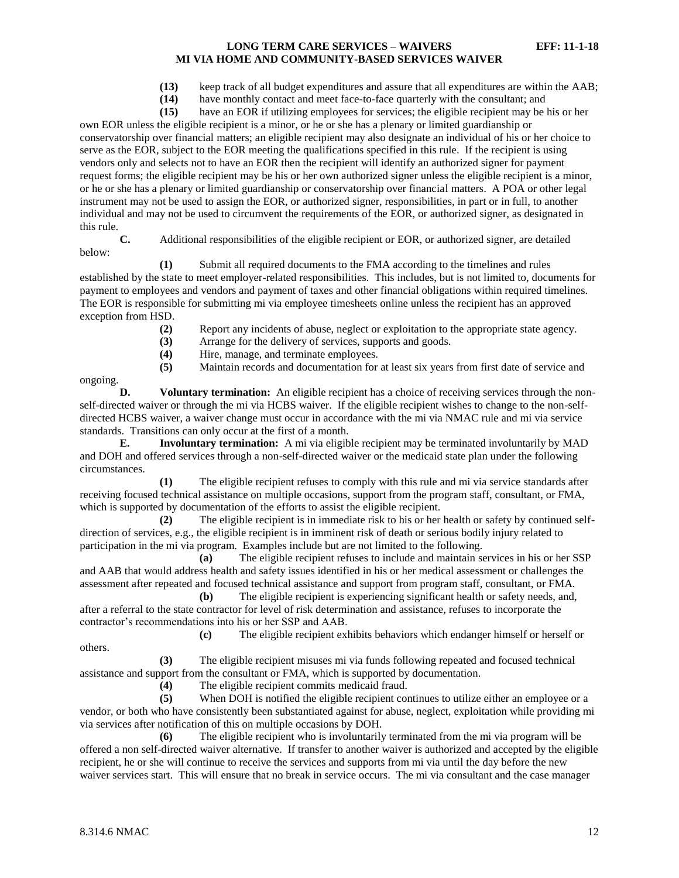**(13)** keep track of all budget expenditures and assure that all expenditures are within the AAB;

**(14)** have monthly contact and meet face-to-face quarterly with the consultant; and

**(15)** have an EOR if utilizing employees for services; the eligible recipient may be his or her own EOR unless the eligible recipient is a minor, or he or she has a plenary or limited guardianship or conservatorship over financial matters; an eligible recipient may also designate an individual of his or her choice to serve as the EOR, subject to the EOR meeting the qualifications specified in this rule. If the recipient is using vendors only and selects not to have an EOR then the recipient will identify an authorized signer for payment request forms; the eligible recipient may be his or her own authorized signer unless the eligible recipient is a minor, or he or she has a plenary or limited guardianship or conservatorship over financial matters. A POA or other legal instrument may not be used to assign the EOR, or authorized signer, responsibilities, in part or in full, to another individual and may not be used to circumvent the requirements of the EOR, or authorized signer, as designated in this rule.

**C.** Additional responsibilities of the eligible recipient or EOR, or authorized signer, are detailed below:

**(1)** Submit all required documents to the FMA according to the timelines and rules established by the state to meet employer-related responsibilities. This includes, but is not limited to, documents for payment to employees and vendors and payment of taxes and other financial obligations within required timelines. The EOR is responsible for submitting mi via employee timesheets online unless the recipient has an approved exception from HSD.

**(2)** Report any incidents of abuse, neglect or exploitation to the appropriate state agency.

**(3)** Arrange for the delivery of services, supports and goods.

**(4)** Hire, manage, and terminate employees.

**(5)** Maintain records and documentation for at least six years from first date of service and ongoing.

**D. Voluntary termination:** An eligible recipient has a choice of receiving services through the non-self-directed waiver or through the mi via HCBS waiver. If the eligible recipient wishes to change to the non-self-directed HCBS waiver, a waiver change must occur in accordance with the mi via NMAC rule and mi via service standards. Transitions can only occur at the first of a month.

**E. Involuntary termination:** A mi via eligible recipient may be terminated involuntarily by MAD and DOH and offered services through a non-self-directed waiver or the medicaid state plan under the following circumstances.

**(1)** The eligible recipient refuses to comply with this rule and mi via service standards after receiving focused technical assistance on multiple occasions, support from the program staff, consultant, or FMA, which is supported by documentation of the efforts to assist the eligible recipient.

**(2)** The eligible recipient is in immediate risk to his or her health or safety by continued self-direction of services, e.g., the eligible recipient is in imminent risk of death or serious bodily injury related to participation in the mi via program. Examples include but are not limited to the following.

**(a)** The eligible recipient refuses to include and maintain services in his or her SSP and AAB that would address health and safety issues identified in his or her medical assessment or challenges the assessment after repeated and focused technical assistance and support from program staff, consultant, or FMA.

**(b)** The eligible recipient is experiencing significant health or safety needs, and, after a referral to the state contractor for level of risk determination and assistance, refuses to incorporate the contractor's recommendations into his or her SSP and AAB.

**(c)** The eligible recipient exhibits behaviors which endanger himself or herself or others.

**(3)** The eligible recipient misuses mi via funds following repeated and focused technical assistance and support from the consultant or FMA, which is supported by documentation.

**(4)** The eligible recipient commits medicaid fraud.

**(5)** When DOH is notified the eligible recipient continues to utilize either an employee or a vendor, or both who have consistently been substantiated against for abuse, neglect, exploitation while providing mi via services after notification of this on multiple occasions by DOH.

**(6)** The eligible recipient who is involuntarily terminated from the mi via program will be offered a non self-directed waiver alternative. If transfer to another waiver is authorized and accepted by the eligible recipient, he or she will continue to receive the services and supports from mi via until the day before the new waiver services start. This will ensure that no break in service occurs. The mi via consultant and the case manager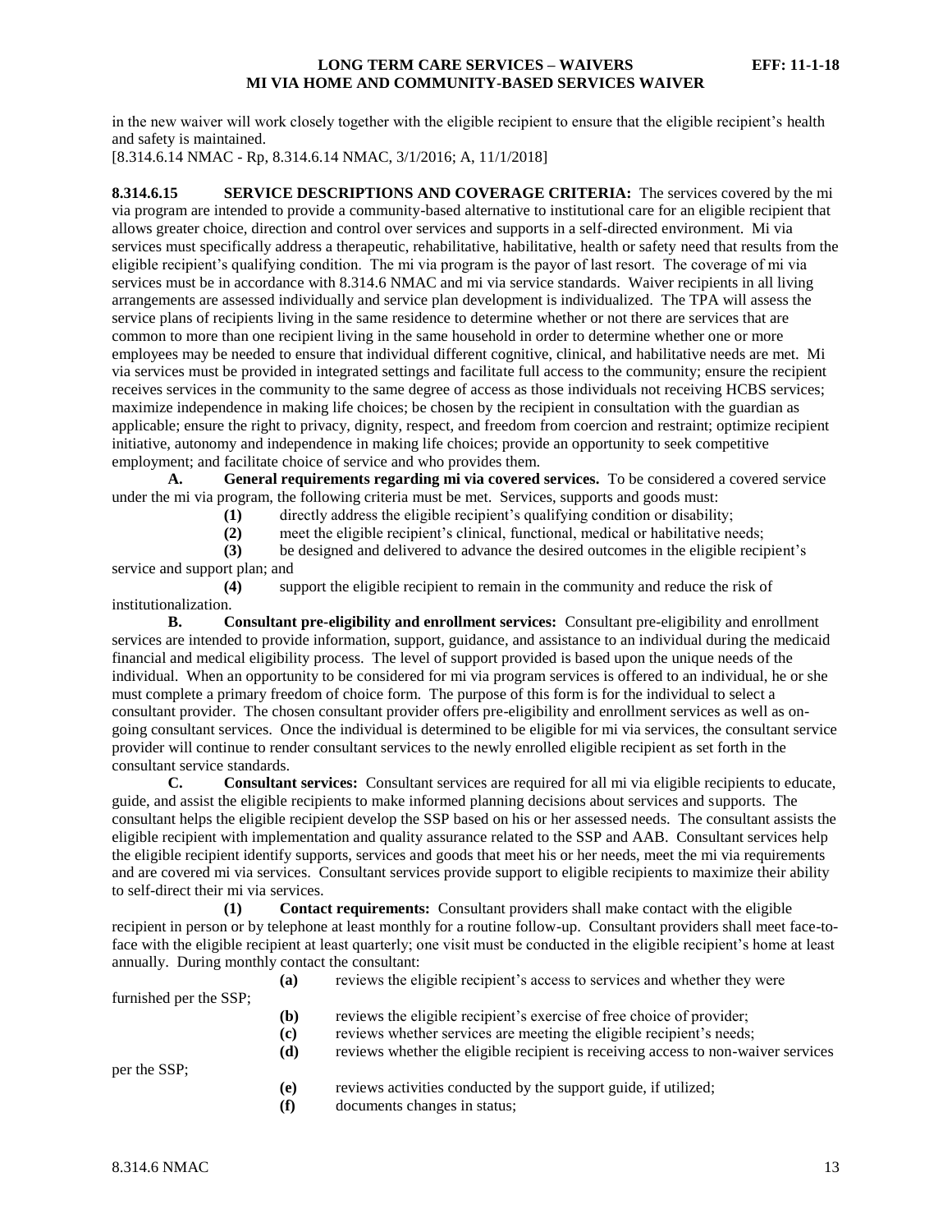in the new waiver will work closely together with the eligible recipient to ensure that the eligible recipient's health and safety is maintained.
[8.314.6.14 NMAC - Rp, 8.314.6.14 NMAC, 3/1/2016; A, 11/1/2018]

**8.314.6.15 SERVICE DESCRIPTIONS AND COVERAGE CRITERIA:** The services covered by the mi via program are intended to provide a community-based alternative to institutional care for an eligible recipient that allows greater choice, direction and control over services and supports in a self-directed environment. Mi via services must specifically address a therapeutic, rehabilitative, habilitative, health or safety need that results from the eligible recipient's qualifying condition. The mi via program is the payor of last resort. The coverage of mi via services must be in accordance with 8.314.6 NMAC and mi via service standards. Waiver recipients in all living arrangements are assessed individually and service plan development is individualized. The TPA will assess the service plans of recipients living in the same residence to determine whether or not there are services that are common to more than one recipient living in the same household in order to determine whether one or more employees may be needed to ensure that individual different cognitive, clinical, and habilitative needs are met. Mi via services must be provided in integrated settings and facilitate full access to the community; ensure the recipient receives services in the community to the same degree of access as those individuals not receiving HCBS services; maximize independence in making life choices; be chosen by the recipient in consultation with the guardian as applicable; ensure the right to privacy, dignity, respect, and freedom from coercion and restraint; optimize recipient initiative, autonomy and independence in making life choices; provide an opportunity to seek competitive employment; and facilitate choice of service and who provides them.

**A. General requirements regarding mi via covered services.** To be considered a covered service under the mi via program, the following criteria must be met. Services, supports and goods must:

**(1)** directly address the eligible recipient's qualifying condition or disability;

**(2)** meet the eligible recipient's clinical, functional, medical or habilitative needs;

**(3)** be designed and delivered to advance the desired outcomes in the eligible recipient's service and support plan; and

**(4)** support the eligible recipient to remain in the community and reduce the risk of institutionalization.

**B. Consultant pre-eligibility and enrollment services:** Consultant pre-eligibility and enrollment services are intended to provide information, support, guidance, and assistance to an individual during the medicaid financial and medical eligibility process. The level of support provided is based upon the unique needs of the individual. When an opportunity to be considered for mi via program services is offered to an individual, he or she must complete a primary freedom of choice form. The purpose of this form is for the individual to select a consultant provider. The chosen consultant provider offers pre-eligibility and enrollment services as well as on-going consultant services. Once the individual is determined to be eligible for mi via services, the consultant service provider will continue to render consultant services to the newly enrolled eligible recipient as set forth in the consultant service standards.

**C. Consultant services:** Consultant services are required for all mi via eligible recipients to educate, guide, and assist the eligible recipients to make informed planning decisions about services and supports. The consultant helps the eligible recipient develop the SSP based on his or her assessed needs. The consultant assists the eligible recipient with implementation and quality assurance related to the SSP and AAB. Consultant services help the eligible recipient identify supports, services and goods that meet his or her needs, meet the mi via requirements and are covered mi via services. Consultant services provide support to eligible recipients to maximize their ability to self-direct their mi via services.

**(1) Contact requirements:** Consultant providers shall make contact with the eligible recipient in person or by telephone at least monthly for a routine follow-up. Consultant providers shall meet face-to-face with the eligible recipient at least quarterly; one visit must be conducted in the eligible recipient's home at least annually. During monthly contact the consultant:

**(a)** reviews the eligible recipient's access to services and whether they were furnished per the SSP;

**(b)** reviews the eligible recipient's exercise of free choice of provider;

**(c)** reviews whether services are meeting the eligible recipient's needs;

**(d)** reviews whether the eligible recipient is receiving access to non-waiver services per the SSP;

**(e)** reviews activities conducted by the support guide, if utilized;

**(f)** documents changes in status;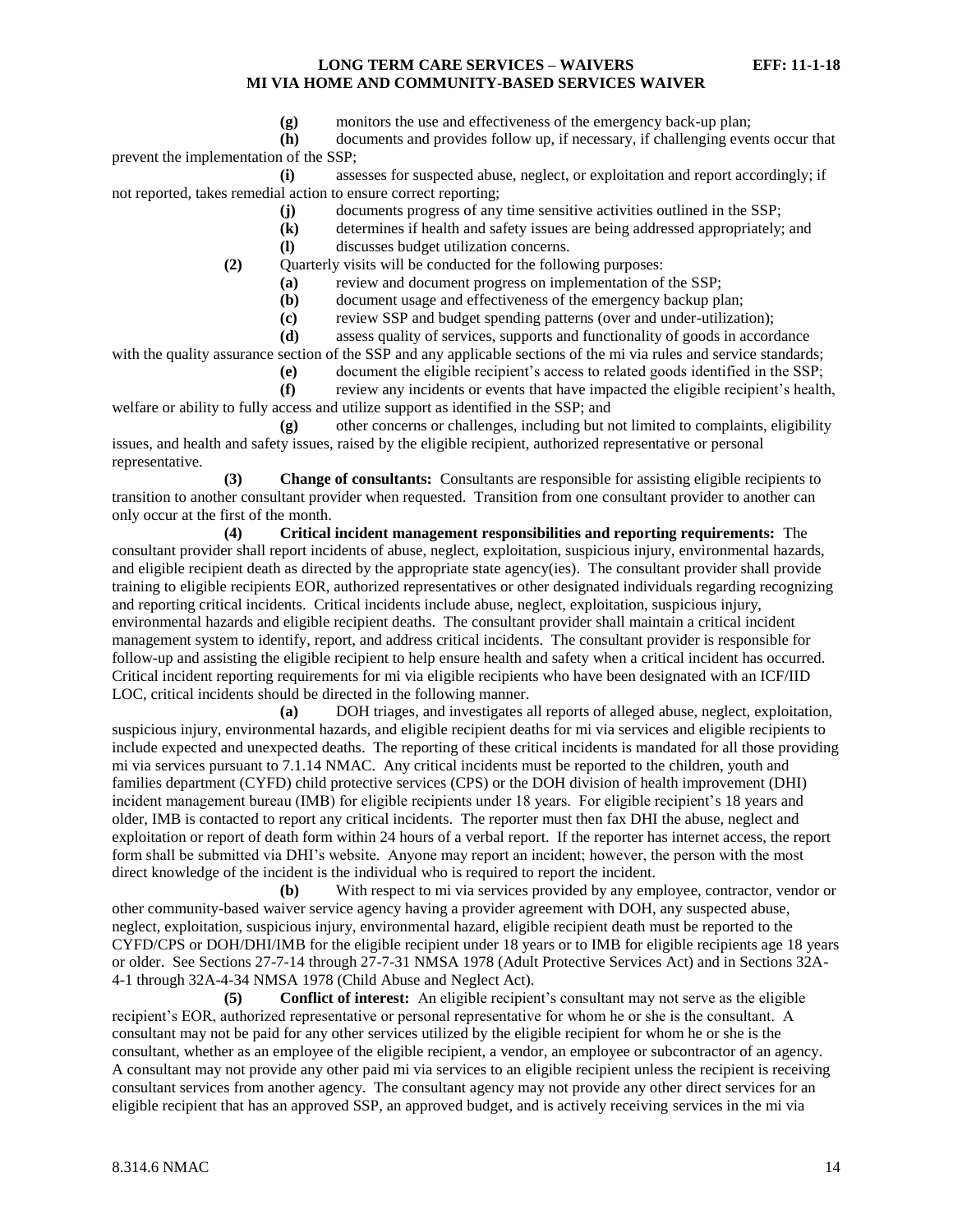**(g)** monitors the use and effectiveness of the emergency back-up plan;

**(h)** documents and provides follow up, if necessary, if challenging events occur that prevent the implementation of the SSP;

**(i)** assesses for suspected abuse, neglect, or exploitation and report accordingly; if not reported, takes remedial action to ensure correct reporting;

**(j)** documents progress of any time sensitive activities outlined in the SSP;

**(k)** determines if health and safety issues are being addressed appropriately; and

**(l)** discusses budget utilization concerns.

**(2)** Quarterly visits will be conducted for the following purposes:

**(a)** review and document progress on implementation of the SSP;

**(b)** document usage and effectiveness of the emergency backup plan;

**(c)** review SSP and budget spending patterns (over and under-utilization);

**(d)** assess quality of services, supports and functionality of goods in accordance with the quality assurance section of the SSP and any applicable sections of the mi via rules and service standards;

**(e)** document the eligible recipient's access to related goods identified in the SSP;

**(f)** review any incidents or events that have impacted the eligible recipient's health, welfare or ability to fully access and utilize support as identified in the SSP; and

**(g)** other concerns or challenges, including but not limited to complaints, eligibility issues, and health and safety issues, raised by the eligible recipient, authorized representative or personal representative.

**(3) Change of consultants:** Consultants are responsible for assisting eligible recipients to transition to another consultant provider when requested. Transition from one consultant provider to another can only occur at the first of the month.

**(4) Critical incident management responsibilities and reporting requirements:** The consultant provider shall report incidents of abuse, neglect, exploitation, suspicious injury, environmental hazards, and eligible recipient death as directed by the appropriate state agency(ies). The consultant provider shall provide training to eligible recipients EOR, authorized representatives or other designated individuals regarding recognizing and reporting critical incidents. Critical incidents include abuse, neglect, exploitation, suspicious injury, environmental hazards and eligible recipient deaths. The consultant provider shall maintain a critical incident management system to identify, report, and address critical incidents. The consultant provider is responsible for follow-up and assisting the eligible recipient to help ensure health and safety when a critical incident has occurred. Critical incident reporting requirements for mi via eligible recipients who have been designated with an ICF/IID LOC, critical incidents should be directed in the following manner.

**(a)** DOH triages, and investigates all reports of alleged abuse, neglect, exploitation, suspicious injury, environmental hazards, and eligible recipient deaths for mi via services and eligible recipients to include expected and unexpected deaths. The reporting of these critical incidents is mandated for all those providing mi via services pursuant to 7.1.14 NMAC. Any critical incidents must be reported to the children, youth and families department (CYFD) child protective services (CPS) or the DOH division of health improvement (DHI) incident management bureau (IMB) for eligible recipients under 18 years. For eligible recipient's 18 years and older, IMB is contacted to report any critical incidents. The reporter must then fax DHI the abuse, neglect and exploitation or report of death form within 24 hours of a verbal report. If the reporter has internet access, the report form shall be submitted via DHI's website. Anyone may report an incident; however, the person with the most direct knowledge of the incident is the individual who is required to report the incident.

**(b)** With respect to mi via services provided by any employee, contractor, vendor or other community-based waiver service agency having a provider agreement with DOH, any suspected abuse, neglect, exploitation, suspicious injury, environmental hazard, eligible recipient death must be reported to the CYFD/CPS or DOH/DHI/IMB for the eligible recipient under 18 years or to IMB for eligible recipients age 18 years or older. See Sections 27-7-14 through 27-7-31 NMSA 1978 (Adult Protective Services Act) and in Sections 32A-4-1 through 32A-4-34 NMSA 1978 (Child Abuse and Neglect Act).

**(5) Conflict of interest:** An eligible recipient's consultant may not serve as the eligible recipient's EOR, authorized representative or personal representative for whom he or she is the consultant. A consultant may not be paid for any other services utilized by the eligible recipient for whom he or she is the consultant, whether as an employee of the eligible recipient, a vendor, an employee or subcontractor of an agency. A consultant may not provide any other paid mi via services to an eligible recipient unless the recipient is receiving consultant services from another agency. The consultant agency may not provide any other direct services for an eligible recipient that has an approved SSP, an approved budget, and is actively receiving services in the mi via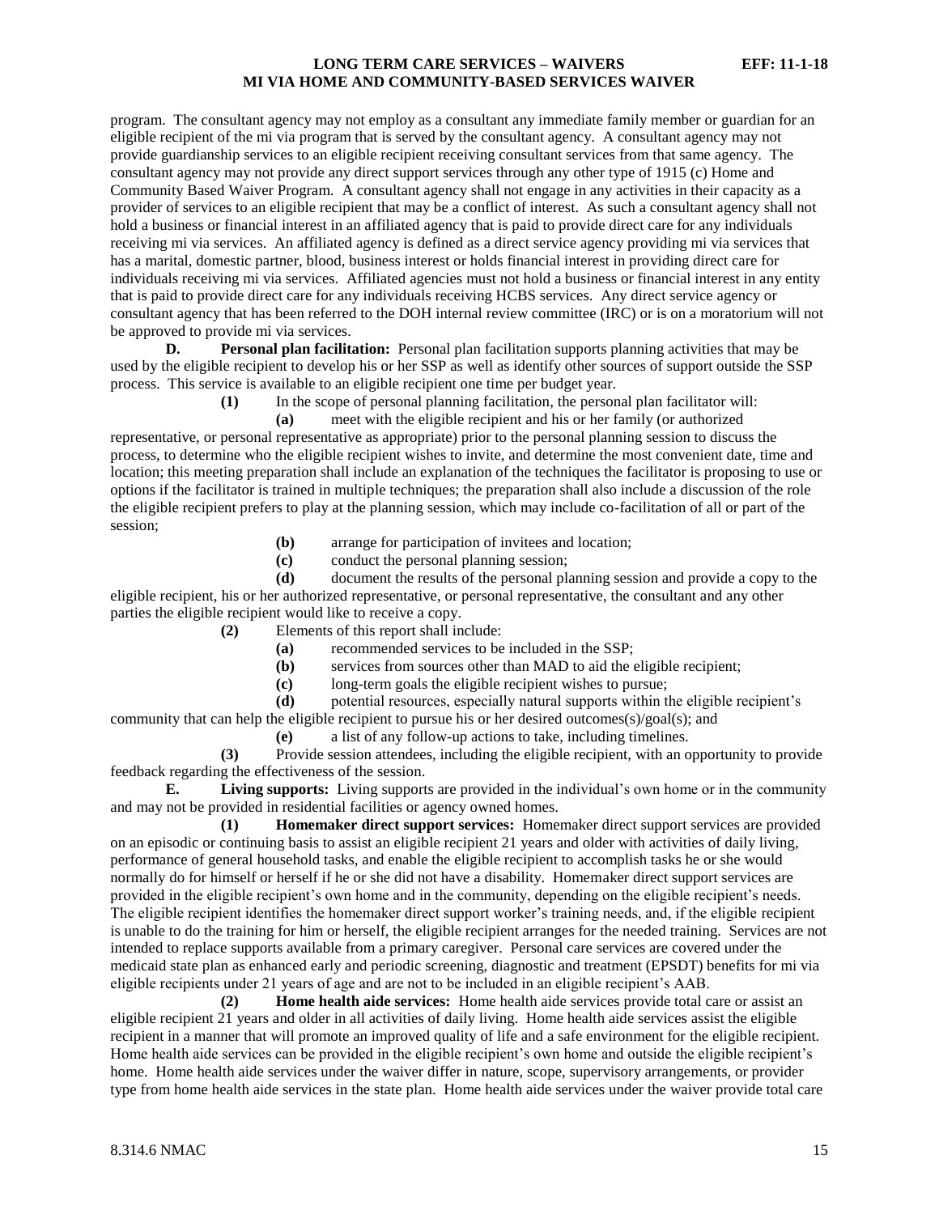program. The consultant agency may not employ as a consultant any immediate family member or guardian for an eligible recipient of the mi via program that is served by the consultant agency. A consultant agency may not provide guardianship services to an eligible recipient receiving consultant services from that same agency. The consultant agency may not provide any direct support services through any other type of 1915 (c) Home and Community Based Waiver Program. A consultant agency shall not engage in any activities in their capacity as a provider of services to an eligible recipient that may be a conflict of interest. As such a consultant agency shall not hold a business or financial interest in an affiliated agency that is paid to provide direct care for any individuals receiving mi via services. An affiliated agency is defined as a direct service agency providing mi via services that has a marital, domestic partner, blood, business interest or holds financial interest in providing direct care for individuals receiving mi via services. Affiliated agencies must not hold a business or financial interest in any entity that is paid to provide direct care for any individuals receiving HCBS services. Any direct service agency or consultant agency that has been referred to the DOH internal review committee (IRC) or is on a moratorium will not be approved to provide mi via services.

**D. Personal plan facilitation:** Personal plan facilitation supports planning activities that may be used by the eligible recipient to develop his or her SSP as well as identify other sources of support outside the SSP process. This service is available to an eligible recipient one time per budget year.

**(1)** In the scope of personal planning facilitation, the personal plan facilitator will:

**(a)** meet with the eligible recipient and his or her family (or authorized representative, or personal representative as appropriate) prior to the personal planning session to discuss the process, to determine who the eligible recipient wishes to invite, and determine the most convenient date, time and location; this meeting preparation shall include an explanation of the techniques the facilitator is proposing to use or options if the facilitator is trained in multiple techniques; the preparation shall also include a discussion of the role the eligible recipient prefers to play at the planning session, which may include co-facilitation of all or part of the session;

**(b)** arrange for participation of invitees and location;

**(c)** conduct the personal planning session;

**(d)** document the results of the personal planning session and provide a copy to the eligible recipient, his or her authorized representative, or personal representative, the consultant and any other parties the eligible recipient would like to receive a copy.

**(2)** Elements of this report shall include:

**(a)** recommended services to be included in the SSP;

**(b)** services from sources other than MAD to aid the eligible recipient;

**(c)** long-term goals the eligible recipient wishes to pursue;

**(d)** potential resources, especially natural supports within the eligible recipient's community that can help the eligible recipient to pursue his or her desired outcomes(s)/goal(s); and

**(e)** a list of any follow-up actions to take, including timelines.

**(3)** Provide session attendees, including the eligible recipient, with an opportunity to provide feedback regarding the effectiveness of the session.

**E. Living supports:** Living supports are provided in the individual's own home or in the community and may not be provided in residential facilities or agency owned homes.

**(1) Homemaker direct support services:** Homemaker direct support services are provided on an episodic or continuing basis to assist an eligible recipient 21 years and older with activities of daily living, performance of general household tasks, and enable the eligible recipient to accomplish tasks he or she would normally do for himself or herself if he or she did not have a disability. Homemaker direct support services are provided in the eligible recipient's own home and in the community, depending on the eligible recipient's needs. The eligible recipient identifies the homemaker direct support worker's training needs, and, if the eligible recipient is unable to do the training for him or herself, the eligible recipient arranges for the needed training. Services are not intended to replace supports available from a primary caregiver. Personal care services are covered under the medicaid state plan as enhanced early and periodic screening, diagnostic and treatment (EPSDT) benefits for mi via eligible recipients under 21 years of age and are not to be included in an eligible recipient's AAB.

**(2) Home health aide services:** Home health aide services provide total care or assist an eligible recipient 21 years and older in all activities of daily living. Home health aide services assist the eligible recipient in a manner that will promote an improved quality of life and a safe environment for the eligible recipient. Home health aide services can be provided in the eligible recipient's own home and outside the eligible recipient's home. Home health aide services under the waiver differ in nature, scope, supervisory arrangements, or provider type from home health aide services in the state plan. Home health aide services under the waiver provide total care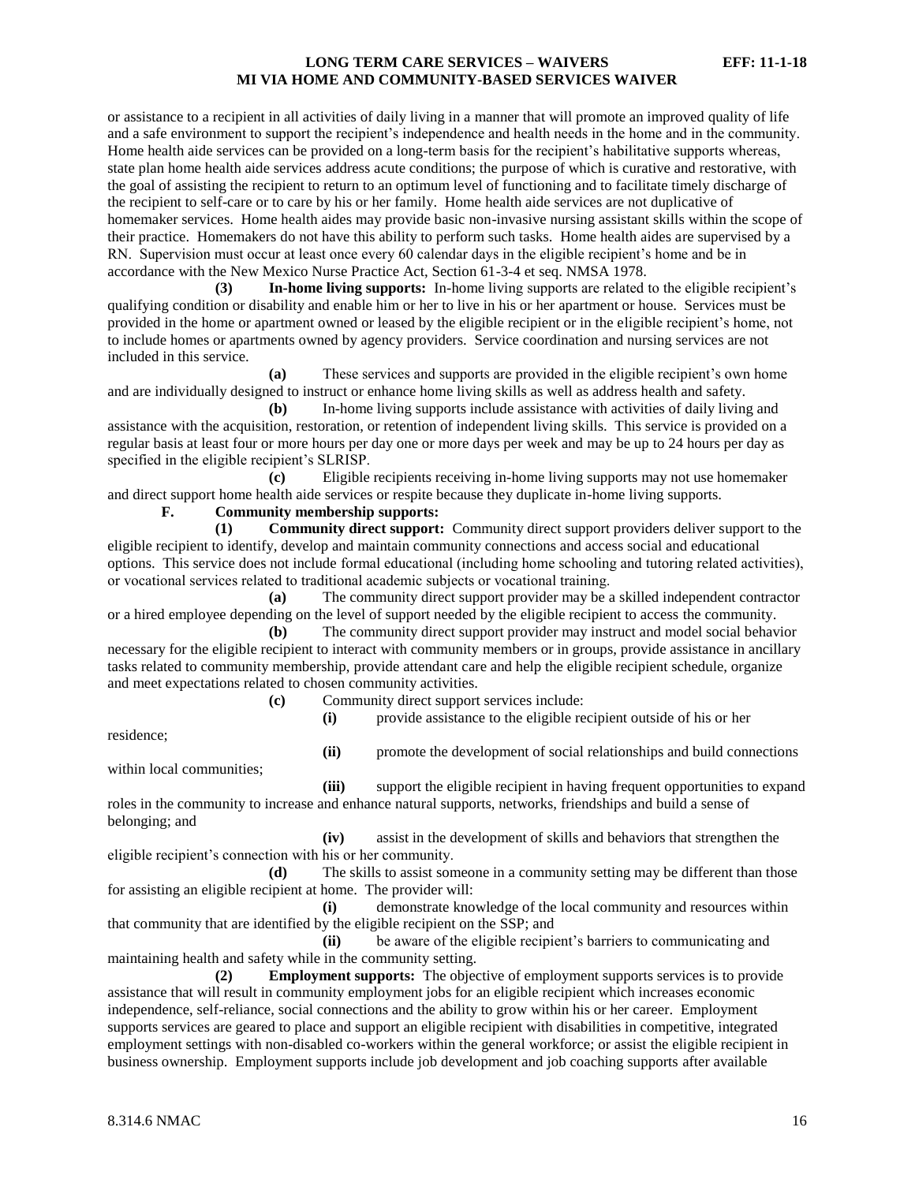or assistance to a recipient in all activities of daily living in a manner that will promote an improved quality of life and a safe environment to support the recipient's independence and health needs in the home and in the community. Home health aide services can be provided on a long-term basis for the recipient's habilitative supports whereas, state plan home health aide services address acute conditions; the purpose of which is curative and restorative, with the goal of assisting the recipient to return to an optimum level of functioning and to facilitate timely discharge of the recipient to self-care or to care by his or her family. Home health aide services are not duplicative of homemaker services. Home health aides may provide basic non-invasive nursing assistant skills within the scope of their practice. Homemakers do not have this ability to perform such tasks. Home health aides are supervised by a RN. Supervision must occur at least once every 60 calendar days in the eligible recipient's home and be in accordance with the New Mexico Nurse Practice Act, Section 61-3-4 et seq. NMSA 1978.

**(3) In-home living supports:** In-home living supports are related to the eligible recipient's qualifying condition or disability and enable him or her to live in his or her apartment or house. Services must be provided in the home or apartment owned or leased by the eligible recipient or in the eligible recipient's home, not to include homes or apartments owned by agency providers. Service coordination and nursing services are not included in this service.

**(a)** These services and supports are provided in the eligible recipient's own home and are individually designed to instruct or enhance home living skills as well as address health and safety.

**(b)** In-home living supports include assistance with activities of daily living and assistance with the acquisition, restoration, or retention of independent living skills. This service is provided on a regular basis at least four or more hours per day one or more days per week and may be up to 24 hours per day as specified in the eligible recipient's SLRISP.

**(c)** Eligible recipients receiving in-home living supports may not use homemaker and direct support home health aide services or respite because they duplicate in-home living supports.

**F. Community membership supports:**

**(1) Community direct support:** Community direct support providers deliver support to the eligible recipient to identify, develop and maintain community connections and access social and educational options. This service does not include formal educational (including home schooling and tutoring related activities), or vocational services related to traditional academic subjects or vocational training.

**(a)** The community direct support provider may be a skilled independent contractor or a hired employee depending on the level of support needed by the eligible recipient to access the community.

**(b)** The community direct support provider may instruct and model social behavior necessary for the eligible recipient to interact with community members or in groups, provide assistance in ancillary tasks related to community membership, provide attendant care and help the eligible recipient schedule, organize and meet expectations related to chosen community activities.

**(c)** Community direct support services include:

**(i)** provide assistance to the eligible recipient outside of his or her residence;

**(ii)** promote the development of social relationships and build connections within local communities;

**(iii)** support the eligible recipient in having frequent opportunities to expand roles in the community to increase and enhance natural supports, networks, friendships and build a sense of belonging; and

**(iv)** assist in the development of skills and behaviors that strengthen the eligible recipient's connection with his or her community.

**(d)** The skills to assist someone in a community setting may be different than those for assisting an eligible recipient at home. The provider will:

**(i)** demonstrate knowledge of the local community and resources within that community that are identified by the eligible recipient on the SSP; and

**(ii)** be aware of the eligible recipient's barriers to communicating and maintaining health and safety while in the community setting.

**(2) Employment supports:** The objective of employment supports services is to provide assistance that will result in community employment jobs for an eligible recipient which increases economic independence, self-reliance, social connections and the ability to grow within his or her career. Employment supports services are geared to place and support an eligible recipient with disabilities in competitive, integrated employment settings with non-disabled co-workers within the general workforce; or assist the eligible recipient in business ownership. Employment supports include job development and job coaching supports after available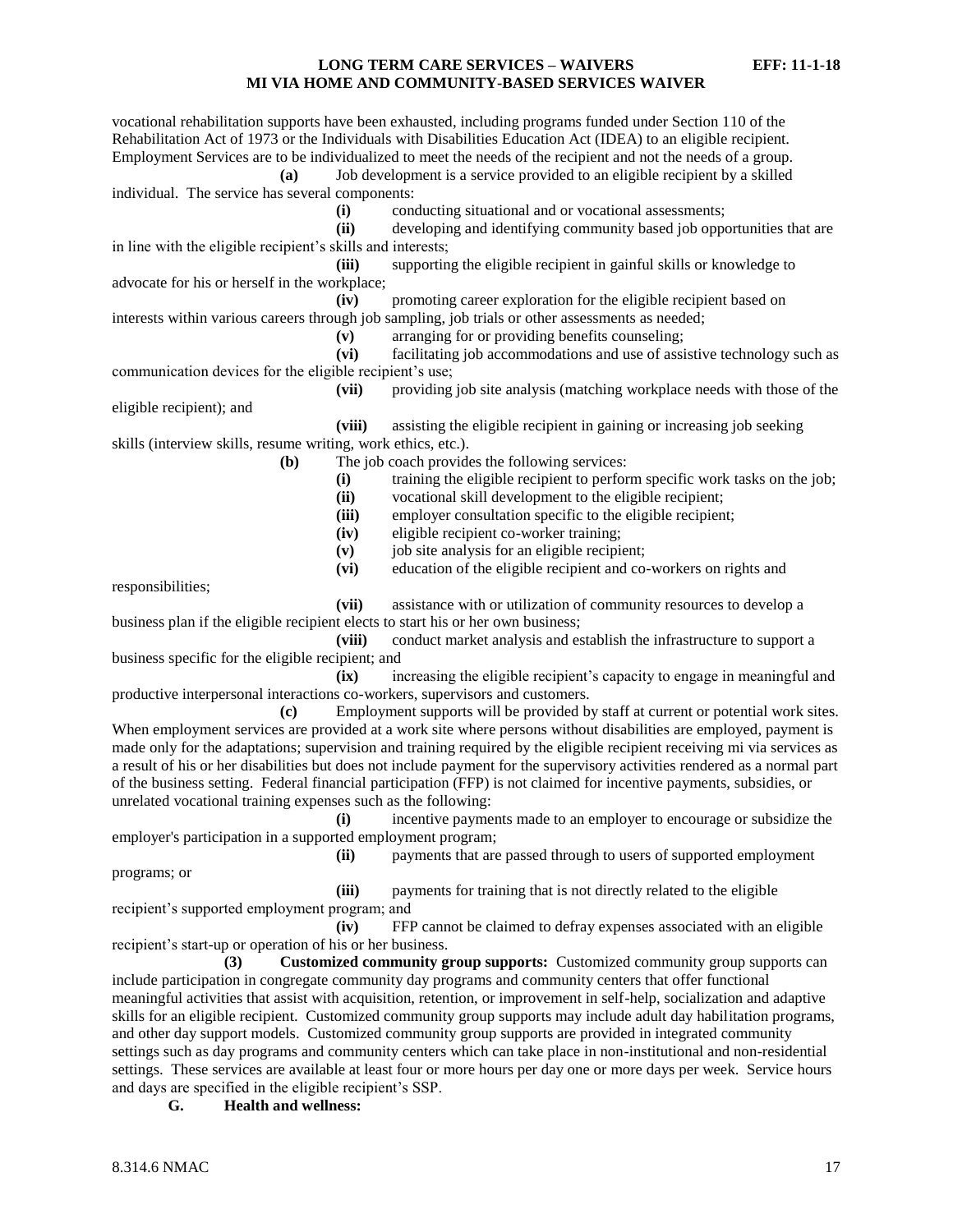vocational rehabilitation supports have been exhausted, including programs funded under Section 110 of the Rehabilitation Act of 1973 or the Individuals with Disabilities Education Act (IDEA) to an eligible recipient. Employment Services are to be individualized to meet the needs of the recipient and not the needs of a group.

**(a)** Job development is a service provided to an eligible recipient by a skilled individual. The service has several components:

**(i)** conducting situational and or vocational assessments;

**(ii)** developing and identifying community based job opportunities that are in line with the eligible recipient's skills and interests;

**(iii)** supporting the eligible recipient in gainful skills or knowledge to advocate for his or herself in the workplace;

**(iv)** promoting career exploration for the eligible recipient based on interests within various careers through job sampling, job trials or other assessments as needed;

**(v)** arranging for or providing benefits counseling;

**(vi)** facilitating job accommodations and use of assistive technology such as communication devices for the eligible recipient's use;

**(vii)** providing job site analysis (matching workplace needs with those of the eligible recipient); and

**(viii)** assisting the eligible recipient in gaining or increasing job seeking skills (interview skills, resume writing, work ethics, etc.).

**(b)** The job coach provides the following services:

**(i)** training the eligible recipient to perform specific work tasks on the job;

**(ii)** vocational skill development to the eligible recipient;

**(iii)** employer consultation specific to the eligible recipient;

**(iv)** eligible recipient co-worker training;

**(v)** job site analysis for an eligible recipient;

**(vi)** education of the eligible recipient and co-workers on rights and responsibilities;

**(vii)** assistance with or utilization of community resources to develop a business plan if the eligible recipient elects to start his or her own business;

**(viii)** conduct market analysis and establish the infrastructure to support a business specific for the eligible recipient; and

**(ix)** increasing the eligible recipient's capacity to engage in meaningful and productive interpersonal interactions co-workers, supervisors and customers.

**(c)** Employment supports will be provided by staff at current or potential work sites. When employment services are provided at a work site where persons without disabilities are employed, payment is made only for the adaptations; supervision and training required by the eligible recipient receiving mi via services as a result of his or her disabilities but does not include payment for the supervisory activities rendered as a normal part of the business setting. Federal financial participation (FFP) is not claimed for incentive payments, subsidies, or unrelated vocational training expenses such as the following:

**(i)** incentive payments made to an employer to encourage or subsidize the employer's participation in a supported employment program;

**(ii)** payments that are passed through to users of supported employment programs; or

**(iii)** payments for training that is not directly related to the eligible recipient's supported employment program; and

**(iv)** FFP cannot be claimed to defray expenses associated with an eligible recipient's start-up or operation of his or her business.

**(3) Customized community group supports:** Customized community group supports can include participation in congregate community day programs and community centers that offer functional meaningful activities that assist with acquisition, retention, or improvement in self-help, socialization and adaptive skills for an eligible recipient. Customized community group supports may include adult day habilitation programs, and other day support models. Customized community group supports are provided in integrated community settings such as day programs and community centers which can take place in non-institutional and non-residential settings. These services are available at least four or more hours per day one or more days per week. Service hours and days are specified in the eligible recipient's SSP.

**G. Health and wellness:**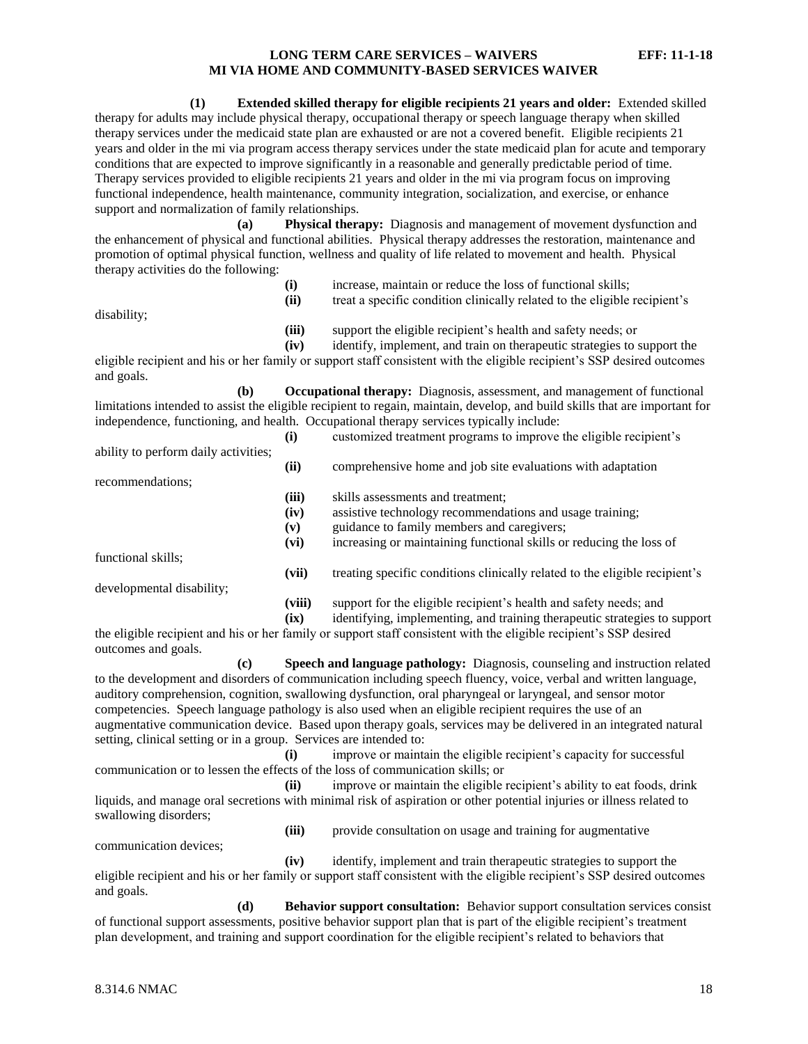**(1) Extended skilled therapy for eligible recipients 21 years and older:** Extended skilled therapy for adults may include physical therapy, occupational therapy or speech language therapy when skilled therapy services under the medicaid state plan are exhausted or are not a covered benefit. Eligible recipients 21 years and older in the mi via program access therapy services under the state medicaid plan for acute and temporary conditions that are expected to improve significantly in a reasonable and generally predictable period of time. Therapy services provided to eligible recipients 21 years and older in the mi via program focus on improving functional independence, health maintenance, community integration, socialization, and exercise, or enhance support and normalization of family relationships.

**(a) Physical therapy:** Diagnosis and management of movement dysfunction and the enhancement of physical and functional abilities. Physical therapy addresses the restoration, maintenance and promotion of optimal physical function, wellness and quality of life related to movement and health. Physical therapy activities do the following:

**(i)** increase, maintain or reduce the loss of functional skills;

**(ii)** treat a specific condition clinically related to the eligible recipient's disability;

**(iii)** support the eligible recipient's health and safety needs; or

**(iv)** identify, implement, and train on therapeutic strategies to support the eligible recipient and his or her family or support staff consistent with the eligible recipient's SSP desired outcomes and goals.

**(b) Occupational therapy:** Diagnosis, assessment, and management of functional limitations intended to assist the eligible recipient to regain, maintain, develop, and build skills that are important for independence, functioning, and health. Occupational therapy services typically include:

**(i)** customized treatment programs to improve the eligible recipient's ability to perform daily activities;

**(ii)** comprehensive home and job site evaluations with adaptation recommendations;

**(iii)** skills assessments and treatment;

**(iv)** assistive technology recommendations and usage training;

**(v)** guidance to family members and caregivers;

**(vi)** increasing or maintaining functional skills or reducing the loss of functional skills;

**(vii)** treating specific conditions clinically related to the eligible recipient's developmental disability;

**(viii)** support for the eligible recipient's health and safety needs; and

**(ix)** identifying, implementing, and training therapeutic strategies to support the eligible recipient and his or her family or support staff consistent with the eligible recipient's SSP desired outcomes and goals.

**(c) Speech and language pathology:** Diagnosis, counseling and instruction related to the development and disorders of communication including speech fluency, voice, verbal and written language, auditory comprehension, cognition, swallowing dysfunction, oral pharyngeal or laryngeal, and sensor motor competencies. Speech language pathology is also used when an eligible recipient requires the use of an augmentative communication device. Based upon therapy goals, services may be delivered in an integrated natural setting, clinical setting or in a group. Services are intended to:

**(i)** improve or maintain the eligible recipient's capacity for successful communication or to lessen the effects of the loss of communication skills; or

**(ii)** improve or maintain the eligible recipient's ability to eat foods, drink liquids, and manage oral secretions with minimal risk of aspiration or other potential injuries or illness related to swallowing disorders;

**(iii)** provide consultation on usage and training for augmentative communication devices;

**(iv)** identify, implement and train therapeutic strategies to support the eligible recipient and his or her family or support staff consistent with the eligible recipient's SSP desired outcomes and goals.

**(d) Behavior support consultation:** Behavior support consultation services consist of functional support assessments, positive behavior support plan that is part of the eligible recipient's treatment plan development, and training and support coordination for the eligible recipient's related to behaviors that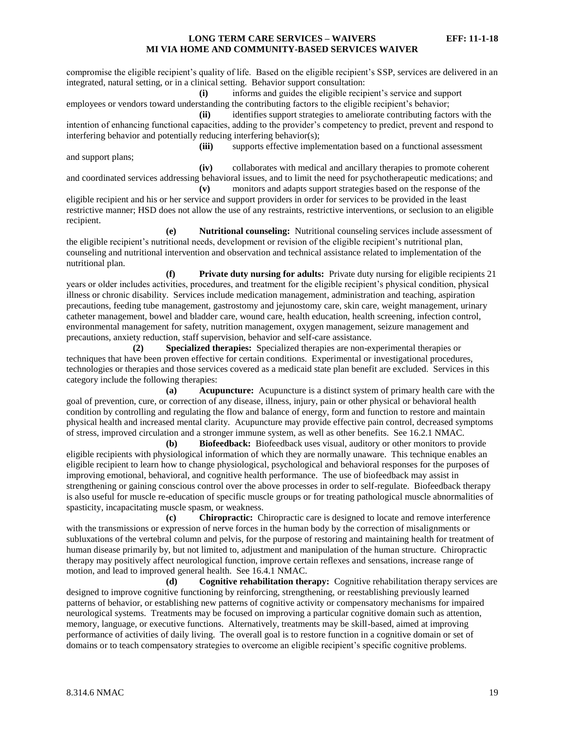compromise the eligible recipient's quality of life. Based on the eligible recipient's SSP, services are delivered in an integrated, natural setting, or in a clinical setting. Behavior support consultation:

**(i)** informs and guides the eligible recipient's service and support employees or vendors toward understanding the contributing factors to the eligible recipient's behavior;

**(ii)** identifies support strategies to ameliorate contributing factors with the intention of enhancing functional capacities, adding to the provider's competency to predict, prevent and respond to interfering behavior and potentially reducing interfering behavior(s);

**(iii)** supports effective implementation based on a functional assessment and support plans;

**(iv)** collaborates with medical and ancillary therapies to promote coherent and coordinated services addressing behavioral issues, and to limit the need for psychotherapeutic medications; and

**(v)** monitors and adapts support strategies based on the response of the eligible recipient and his or her service and support providers in order for services to be provided in the least restrictive manner; HSD does not allow the use of any restraints, restrictive interventions, or seclusion to an eligible recipient.

**(e) Nutritional counseling:** Nutritional counseling services include assessment of the eligible recipient's nutritional needs, development or revision of the eligible recipient's nutritional plan, counseling and nutritional intervention and observation and technical assistance related to implementation of the nutritional plan.

**(f) Private duty nursing for adults:** Private duty nursing for eligible recipients 21 years or older includes activities, procedures, and treatment for the eligible recipient's physical condition, physical illness or chronic disability. Services include medication management, administration and teaching, aspiration precautions, feeding tube management, gastrostomy and jejunostomy care, skin care, weight management, urinary catheter management, bowel and bladder care, wound care, health education, health screening, infection control, environmental management for safety, nutrition management, oxygen management, seizure management and precautions, anxiety reduction, staff supervision, behavior and self-care assistance.

**(2) Specialized therapies:** Specialized therapies are non-experimental therapies or techniques that have been proven effective for certain conditions. Experimental or investigational procedures, technologies or therapies and those services covered as a medicaid state plan benefit are excluded. Services in this category include the following therapies:

**(a) Acupuncture:** Acupuncture is a distinct system of primary health care with the goal of prevention, cure, or correction of any disease, illness, injury, pain or other physical or behavioral health condition by controlling and regulating the flow and balance of energy, form and function to restore and maintain physical health and increased mental clarity. Acupuncture may provide effective pain control, decreased symptoms of stress, improved circulation and a stronger immune system, as well as other benefits. See 16.2.1 NMAC.

**(b) Biofeedback:** Biofeedback uses visual, auditory or other monitors to provide eligible recipients with physiological information of which they are normally unaware. This technique enables an eligible recipient to learn how to change physiological, psychological and behavioral responses for the purposes of improving emotional, behavioral, and cognitive health performance. The use of biofeedback may assist in strengthening or gaining conscious control over the above processes in order to self-regulate. Biofeedback therapy is also useful for muscle re-education of specific muscle groups or for treating pathological muscle abnormalities of spasticity, incapacitating muscle spasm, or weakness.

**(c) Chiropractic:** Chiropractic care is designed to locate and remove interference with the transmissions or expression of nerve forces in the human body by the correction of misalignments or subluxations of the vertebral column and pelvis, for the purpose of restoring and maintaining health for treatment of human disease primarily by, but not limited to, adjustment and manipulation of the human structure. Chiropractic therapy may positively affect neurological function, improve certain reflexes and sensations, increase range of motion, and lead to improved general health. See 16.4.1 NMAC.

**(d) Cognitive rehabilitation therapy:** Cognitive rehabilitation therapy services are designed to improve cognitive functioning by reinforcing, strengthening, or reestablishing previously learned patterns of behavior, or establishing new patterns of cognitive activity or compensatory mechanisms for impaired neurological systems. Treatments may be focused on improving a particular cognitive domain such as attention, memory, language, or executive functions. Alternatively, treatments may be skill-based, aimed at improving performance of activities of daily living. The overall goal is to restore function in a cognitive domain or set of domains or to teach compensatory strategies to overcome an eligible recipient's specific cognitive problems.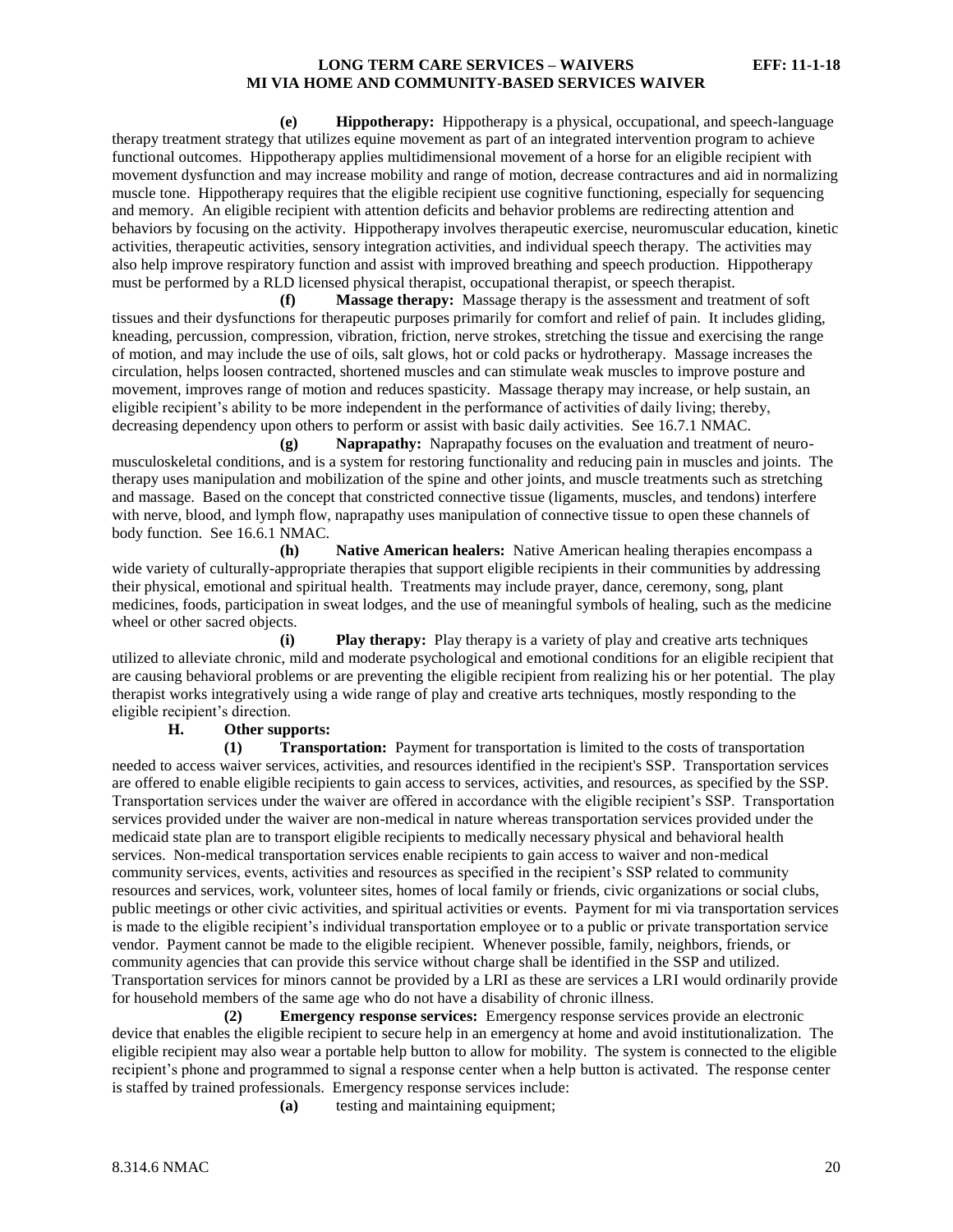**(e) Hippotherapy:** Hippotherapy is a physical, occupational, and speech-language therapy treatment strategy that utilizes equine movement as part of an integrated intervention program to achieve functional outcomes. Hippotherapy applies multidimensional movement of a horse for an eligible recipient with movement dysfunction and may increase mobility and range of motion, decrease contractures and aid in normalizing muscle tone. Hippotherapy requires that the eligible recipient use cognitive functioning, especially for sequencing and memory. An eligible recipient with attention deficits and behavior problems are redirecting attention and behaviors by focusing on the activity. Hippotherapy involves therapeutic exercise, neuromuscular education, kinetic activities, therapeutic activities, sensory integration activities, and individual speech therapy. The activities may also help improve respiratory function and assist with improved breathing and speech production. Hippotherapy must be performed by a RLD licensed physical therapist, occupational therapist, or speech therapist.

**(f) Massage therapy:** Massage therapy is the assessment and treatment of soft tissues and their dysfunctions for therapeutic purposes primarily for comfort and relief of pain. It includes gliding, kneading, percussion, compression, vibration, friction, nerve strokes, stretching the tissue and exercising the range of motion, and may include the use of oils, salt glows, hot or cold packs or hydrotherapy. Massage increases the circulation, helps loosen contracted, shortened muscles and can stimulate weak muscles to improve posture and movement, improves range of motion and reduces spasticity. Massage therapy may increase, or help sustain, an eligible recipient's ability to be more independent in the performance of activities of daily living; thereby, decreasing dependency upon others to perform or assist with basic daily activities. See 16.7.1 NMAC.

**(g) Naprapathy:** Naprapathy focuses on the evaluation and treatment of neuro-musculoskeletal conditions, and is a system for restoring functionality and reducing pain in muscles and joints. The therapy uses manipulation and mobilization of the spine and other joints, and muscle treatments such as stretching and massage. Based on the concept that constricted connective tissue (ligaments, muscles, and tendons) interfere with nerve, blood, and lymph flow, naprapathy uses manipulation of connective tissue to open these channels of body function. See 16.6.1 NMAC.

**(h) Native American healers:** Native American healing therapies encompass a wide variety of culturally-appropriate therapies that support eligible recipients in their communities by addressing their physical, emotional and spiritual health. Treatments may include prayer, dance, ceremony, song, plant medicines, foods, participation in sweat lodges, and the use of meaningful symbols of healing, such as the medicine wheel or other sacred objects.

**(i) Play therapy:** Play therapy is a variety of play and creative arts techniques utilized to alleviate chronic, mild and moderate psychological and emotional conditions for an eligible recipient that are causing behavioral problems or are preventing the eligible recipient from realizing his or her potential. The play therapist works integratively using a wide range of play and creative arts techniques, mostly responding to the eligible recipient's direction.

**H. Other supports:**

**(1) Transportation:** Payment for transportation is limited to the costs of transportation needed to access waiver services, activities, and resources identified in the recipient's SSP. Transportation services are offered to enable eligible recipients to gain access to services, activities, and resources, as specified by the SSP. Transportation services under the waiver are offered in accordance with the eligible recipient's SSP. Transportation services provided under the waiver are non-medical in nature whereas transportation services provided under the medicaid state plan are to transport eligible recipients to medically necessary physical and behavioral health services. Non-medical transportation services enable recipients to gain access to waiver and non-medical community services, events, activities and resources as specified in the recipient's SSP related to community resources and services, work, volunteer sites, homes of local family or friends, civic organizations or social clubs, public meetings or other civic activities, and spiritual activities or events. Payment for mi via transportation services is made to the eligible recipient's individual transportation employee or to a public or private transportation service vendor. Payment cannot be made to the eligible recipient. Whenever possible, family, neighbors, friends, or community agencies that can provide this service without charge shall be identified in the SSP and utilized. Transportation services for minors cannot be provided by a LRI as these are services a LRI would ordinarily provide for household members of the same age who do not have a disability of chronic illness.

**(2) Emergency response services:** Emergency response services provide an electronic device that enables the eligible recipient to secure help in an emergency at home and avoid institutionalization. The eligible recipient may also wear a portable help button to allow for mobility. The system is connected to the eligible recipient's phone and programmed to signal a response center when a help button is activated. The response center is staffed by trained professionals. Emergency response services include:

**(a)** testing and maintaining equipment;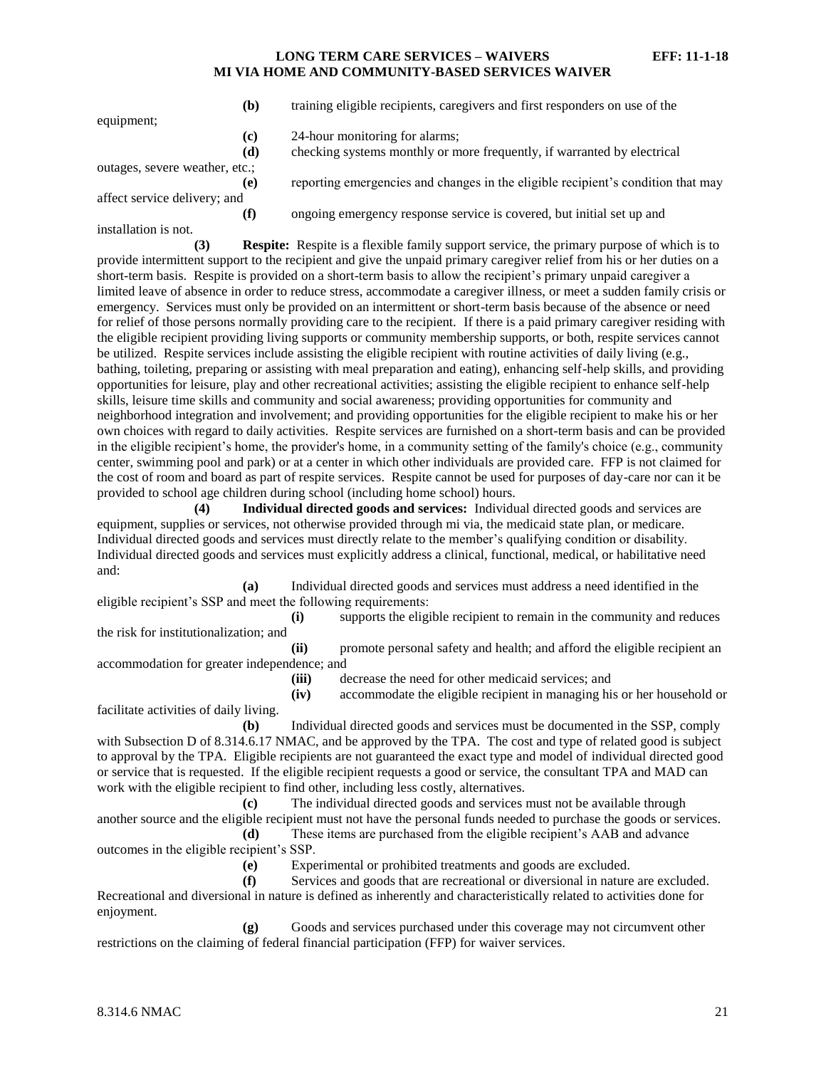**(b)** training eligible recipients, caregivers and first responders on use of the equipment;

**(c)** 24-hour monitoring for alarms;

**(d)** checking systems monthly or more frequently, if warranted by electrical outages, severe weather, etc.;

**(e)** reporting emergencies and changes in the eligible recipient's condition that may affect service delivery; and

**(f)** ongoing emergency response service is covered, but initial set up and installation is not.

**(3) Respite:** Respite is a flexible family support service, the primary purpose of which is to provide intermittent support to the recipient and give the unpaid primary caregiver relief from his or her duties on a short-term basis. Respite is provided on a short-term basis to allow the recipient's primary unpaid caregiver a limited leave of absence in order to reduce stress, accommodate a caregiver illness, or meet a sudden family crisis or emergency. Services must only be provided on an intermittent or short-term basis because of the absence or need for relief of those persons normally providing care to the recipient. If there is a paid primary caregiver residing with the eligible recipient providing living supports or community membership supports, or both, respite services cannot be utilized. Respite services include assisting the eligible recipient with routine activities of daily living (e.g., bathing, toileting, preparing or assisting with meal preparation and eating), enhancing self-help skills, and providing opportunities for leisure, play and other recreational activities; assisting the eligible recipient to enhance self-help skills, leisure time skills and community and social awareness; providing opportunities for community and neighborhood integration and involvement; and providing opportunities for the eligible recipient to make his or her own choices with regard to daily activities. Respite services are furnished on a short-term basis and can be provided in the eligible recipient's home, the provider's home, in a community setting of the family's choice (e.g., community center, swimming pool and park) or at a center in which other individuals are provided care. FFP is not claimed for the cost of room and board as part of respite services. Respite cannot be used for purposes of day-care nor can it be provided to school age children during school (including home school) hours.

**(4) Individual directed goods and services:** Individual directed goods and services are equipment, supplies or services, not otherwise provided through mi via, the medicaid state plan, or medicare. Individual directed goods and services must directly relate to the member's qualifying condition or disability. Individual directed goods and services must explicitly address a clinical, functional, medical, or habilitative need and:

**(a)** Individual directed goods and services must address a need identified in the eligible recipient's SSP and meet the following requirements:

**(i)** supports the eligible recipient to remain in the community and reduces the risk for institutionalization; and

**(ii)** promote personal safety and health; and afford the eligible recipient an accommodation for greater independence; and

**(iii)** decrease the need for other medicaid services; and

**(iv)** accommodate the eligible recipient in managing his or her household or facilitate activities of daily living.

**(b)** Individual directed goods and services must be documented in the SSP, comply with Subsection D of 8.314.6.17 NMAC, and be approved by the TPA. The cost and type of related good is subject to approval by the TPA. Eligible recipients are not guaranteed the exact type and model of individual directed good or service that is requested. If the eligible recipient requests a good or service, the consultant TPA and MAD can work with the eligible recipient to find other, including less costly, alternatives.

**(c)** The individual directed goods and services must not be available through another source and the eligible recipient must not have the personal funds needed to purchase the goods or services.

**(d)** These items are purchased from the eligible recipient's AAB and advance outcomes in the eligible recipient's SSP.

**(e)** Experimental or prohibited treatments and goods are excluded.

**(f)** Services and goods that are recreational or diversional in nature are excluded. Recreational and diversional in nature is defined as inherently and characteristically related to activities done for enjoyment.

**(g)** Goods and services purchased under this coverage may not circumvent other restrictions on the claiming of federal financial participation (FFP) for waiver services.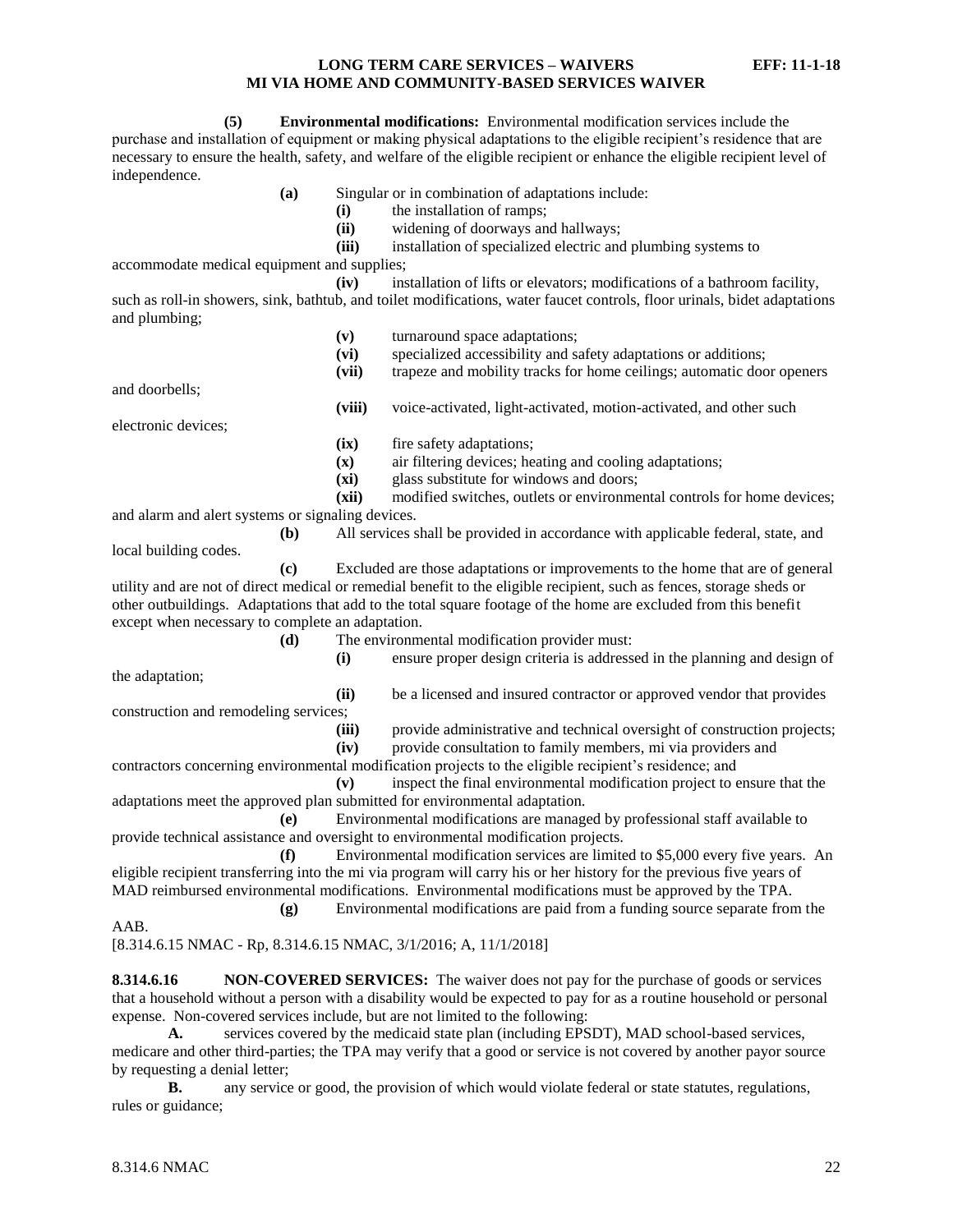**(5) Environmental modifications:** Environmental modification services include the purchase and installation of equipment or making physical adaptations to the eligible recipient's residence that are necessary to ensure the health, safety, and welfare of the eligible recipient or enhance the eligible recipient level of independence.

**(a)** Singular or in combination of adaptations include:

**(i)** the installation of ramps;

**(ii)** widening of doorways and hallways;

**(iii)** installation of specialized electric and plumbing systems to accommodate medical equipment and supplies;

**(iv)** installation of lifts or elevators; modifications of a bathroom facility, such as roll-in showers, sink, bathtub, and toilet modifications, water faucet controls, floor urinals, bidet adaptations and plumbing;

**(v)** turnaround space adaptations;

**(vi)** specialized accessibility and safety adaptations or additions;

**(vii)** trapeze and mobility tracks for home ceilings; automatic door openers and doorbells;

**(viii)** voice-activated, light-activated, motion-activated, and other such electronic devices;

**(ix)** fire safety adaptations;

**(x)** air filtering devices; heating and cooling adaptations;

**(xi)** glass substitute for windows and doors;

**(xii)** modified switches, outlets or environmental controls for home devices; and alarm and alert systems or signaling devices.

**(b)** All services shall be provided in accordance with applicable federal, state, and local building codes.

**(c)** Excluded are those adaptations or improvements to the home that are of general utility and are not of direct medical or remedial benefit to the eligible recipient, such as fences, storage sheds or other outbuildings. Adaptations that add to the total square footage of the home are excluded from this benefit except when necessary to complete an adaptation.

**(d)** The environmental modification provider must:

**(i)** ensure proper design criteria is addressed in the planning and design of the adaptation;

**(ii)** be a licensed and insured contractor or approved vendor that provides construction and remodeling services;

**(iii)** provide administrative and technical oversight of construction projects;

**(iv)** provide consultation to family members, mi via providers and contractors concerning environmental modification projects to the eligible recipient's residence; and

**(v)** inspect the final environmental modification project to ensure that the adaptations meet the approved plan submitted for environmental adaptation.

**(e)** Environmental modifications are managed by professional staff available to provide technical assistance and oversight to environmental modification projects.

**(f)** Environmental modification services are limited to $5,000 every five years. An eligible recipient transferring into the mi via program will carry his or her history for the previous five years of MAD reimbursed environmental modifications. Environmental modifications must be approved by the TPA.

**(g)** Environmental modifications are paid from a funding source separate from the AAB.

[8.314.6.15 NMAC - Rp, 8.314.6.15 NMAC, 3/1/2016; A, 11/1/2018]

**8.314.6.16 NON-COVERED SERVICES:** The waiver does not pay for the purchase of goods or services that a household without a person with a disability would be expected to pay for as a routine household or personal expense. Non-covered services include, but are not limited to the following:

**A.** services covered by the medicaid state plan (including EPSDT), MAD school-based services, medicare and other third-parties; the TPA may verify that a good or service is not covered by another payor source by requesting a denial letter;

**B.** any service or good, the provision of which would violate federal or state statutes, regulations, rules or guidance;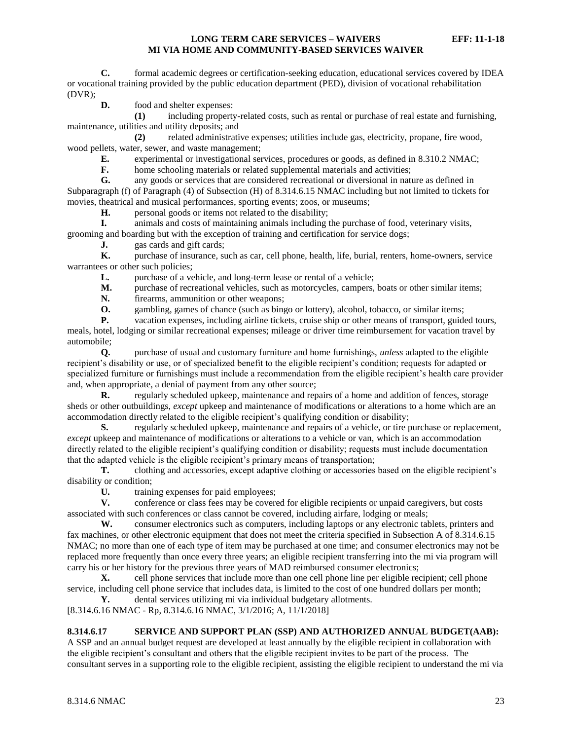**C.** formal academic degrees or certification-seeking education, educational services covered by IDEA or vocational training provided by the public education department (PED), division of vocational rehabilitation (DVR);

**D.** food and shelter expenses:

**(1)** including property-related costs, such as rental or purchase of real estate and furnishing, maintenance, utilities and utility deposits; and

**(2)** related administrative expenses; utilities include gas, electricity, propane, fire wood, wood pellets, water, sewer, and waste management;

**E.** experimental or investigational services, procedures or goods, as defined in 8.310.2 NMAC;

**F.** home schooling materials or related supplemental materials and activities;

**G.** any goods or services that are considered recreational or diversional in nature as defined in Subparagraph (f) of Paragraph (4) of Subsection (H) of 8.314.6.15 NMAC including but not limited to tickets for movies, theatrical and musical performances, sporting events; zoos, or museums;

**H.** personal goods or items not related to the disability;

**I.** animals and costs of maintaining animals including the purchase of food, veterinary visits, grooming and boarding but with the exception of training and certification for service dogs;

**J.** gas cards and gift cards;

**K.** purchase of insurance, such as car, cell phone, health, life, burial, renters, home-owners, service warrantees or other such policies;

**L.** purchase of a vehicle, and long-term lease or rental of a vehicle;

**M.** purchase of recreational vehicles, such as motorcycles, campers, boats or other similar items;

**N.** firearms, ammunition or other weapons;

**O.** gambling, games of chance (such as bingo or lottery), alcohol, tobacco, or similar items;

**P.** vacation expenses, including airline tickets, cruise ship or other means of transport, guided tours, meals, hotel, lodging or similar recreational expenses; mileage or driver time reimbursement for vacation travel by automobile;

**Q.** purchase of usual and customary furniture and home furnishings, *unless* adapted to the eligible recipient's disability or use, or of specialized benefit to the eligible recipient's condition; requests for adapted or specialized furniture or furnishings must include a recommendation from the eligible recipient's health care provider and, when appropriate, a denial of payment from any other source;

**R.** regularly scheduled upkeep, maintenance and repairs of a home and addition of fences, storage sheds or other outbuildings, *except* upkeep and maintenance of modifications or alterations to a home which are an accommodation directly related to the eligible recipient's qualifying condition or disability;

**S.** regularly scheduled upkeep, maintenance and repairs of a vehicle, or tire purchase or replacement, *except* upkeep and maintenance of modifications or alterations to a vehicle or van, which is an accommodation directly related to the eligible recipient's qualifying condition or disability; requests must include documentation that the adapted vehicle is the eligible recipient's primary means of transportation;

**T.** clothing and accessories, except adaptive clothing or accessories based on the eligible recipient's disability or condition;

**U.** training expenses for paid employees;

**V.** conference or class fees may be covered for eligible recipients or unpaid caregivers, but costs associated with such conferences or class cannot be covered, including airfare, lodging or meals;

**W.** consumer electronics such as computers, including laptops or any electronic tablets, printers and fax machines, or other electronic equipment that does not meet the criteria specified in Subsection A of 8.314.6.15 NMAC; no more than one of each type of item may be purchased at one time; and consumer electronics may not be replaced more frequently than once every three years; an eligible recipient transferring into the mi via program will carry his or her history for the previous three years of MAD reimbursed consumer electronics;

**X.** cell phone services that include more than one cell phone line per eligible recipient; cell phone service, including cell phone service that includes data, is limited to the cost of one hundred dollars per month;

**Y.** dental services utilizing mi via individual budgetary allotments.

[8.314.6.16 NMAC - Rp, 8.314.6.16 NMAC, 3/1/2016; A, 11/1/2018]

**8.314.6.17 SERVICE AND SUPPORT PLAN (SSP) AND AUTHORIZED ANNUAL BUDGET(AAB):** A SSP and an annual budget request are developed at least annually by the eligible recipient in collaboration with the eligible recipient's consultant and others that the eligible recipient invites to be part of the process. The consultant serves in a supporting role to the eligible recipient, assisting the eligible recipient to understand the mi via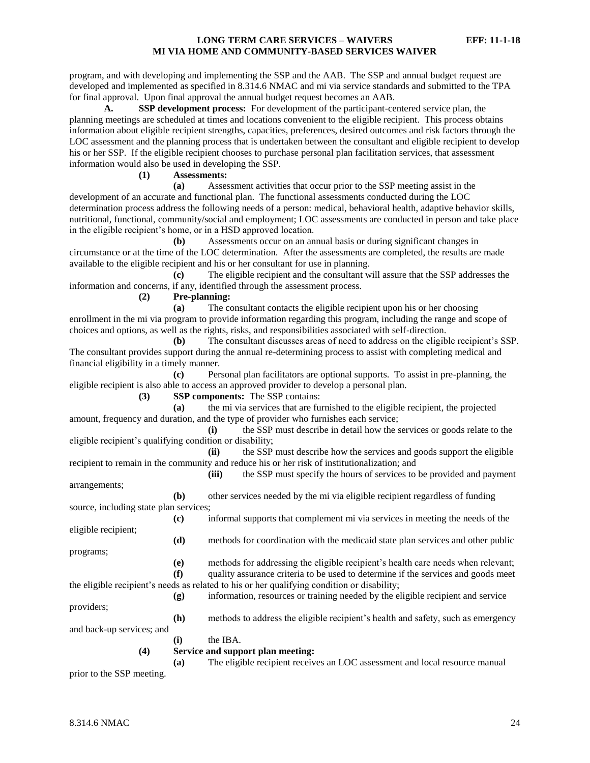program, and with developing and implementing the SSP and the AAB. The SSP and annual budget request are developed and implemented as specified in 8.314.6 NMAC and mi via service standards and submitted to the TPA for final approval. Upon final approval the annual budget request becomes an AAB.

**A. SSP development process:** For development of the participant-centered service plan, the planning meetings are scheduled at times and locations convenient to the eligible recipient. This process obtains information about eligible recipient strengths, capacities, preferences, desired outcomes and risk factors through the LOC assessment and the planning process that is undertaken between the consultant and eligible recipient to develop his or her SSP. If the eligible recipient chooses to purchase personal plan facilitation services, that assessment information would also be used in developing the SSP.

**(1) Assessments:**

**(a)** Assessment activities that occur prior to the SSP meeting assist in the development of an accurate and functional plan. The functional assessments conducted during the LOC determination process address the following needs of a person: medical, behavioral health, adaptive behavior skills, nutritional, functional, community/social and employment; LOC assessments are conducted in person and take place in the eligible recipient's home, or in a HSD approved location.

**(b)** Assessments occur on an annual basis or during significant changes in circumstance or at the time of the LOC determination. After the assessments are completed, the results are made available to the eligible recipient and his or her consultant for use in planning.

**(c)** The eligible recipient and the consultant will assure that the SSP addresses the information and concerns, if any, identified through the assessment process.

**(2) Pre-planning:**

**(a)** The consultant contacts the eligible recipient upon his or her choosing enrollment in the mi via program to provide information regarding this program, including the range and scope of choices and options, as well as the rights, risks, and responsibilities associated with self-direction.

**(b)** The consultant discusses areas of need to address on the eligible recipient's SSP. The consultant provides support during the annual re-determining process to assist with completing medical and financial eligibility in a timely manner.

**(c)** Personal plan facilitators are optional supports. To assist in pre-planning, the eligible recipient is also able to access an approved provider to develop a personal plan.

**(3) SSP components:** The SSP contains:

**(a)** the mi via services that are furnished to the eligible recipient, the projected amount, frequency and duration, and the type of provider who furnishes each service;

**(i)** the SSP must describe in detail how the services or goods relate to the eligible recipient's qualifying condition or disability;

**(ii)** the SSP must describe how the services and goods support the eligible recipient to remain in the community and reduce his or her risk of institutionalization; and

**(iii)** the SSP must specify the hours of services to be provided and payment arrangements;

**(b)** other services needed by the mi via eligible recipient regardless of funding source, including state plan services;

**(c)** informal supports that complement mi via services in meeting the needs of the eligible recipient;

**(d)** methods for coordination with the medicaid state plan services and other public programs;

**(e)** methods for addressing the eligible recipient's health care needs when relevant;

**(f)** quality assurance criteria to be used to determine if the services and goods meet the eligible recipient's needs as related to his or her qualifying condition or disability;

**(g)** information, resources or training needed by the eligible recipient and service providers;

**(h)** methods to address the eligible recipient's health and safety, such as emergency and back-up services; and

**(i)** the IBA.

**(4) Service and support plan meeting:**

**(a)** The eligible recipient receives an LOC assessment and local resource manual prior to the SSP meeting.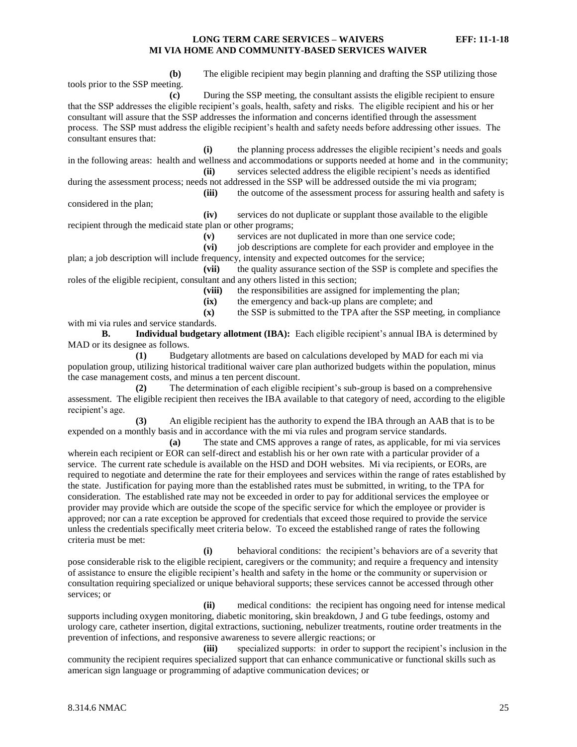**(b)** The eligible recipient may begin planning and drafting the SSP utilizing those tools prior to the SSP meeting.

**(c)** During the SSP meeting, the consultant assists the eligible recipient to ensure that the SSP addresses the eligible recipient's goals, health, safety and risks. The eligible recipient and his or her consultant will assure that the SSP addresses the information and concerns identified through the assessment process. The SSP must address the eligible recipient's health and safety needs before addressing other issues. The consultant ensures that:

**(i)** the planning process addresses the eligible recipient's needs and goals in the following areas: health and wellness and accommodations or supports needed at home and in the community;

**(ii)** services selected address the eligible recipient's needs as identified during the assessment process; needs not addressed in the SSP will be addressed outside the mi via program;

**(iii)** the outcome of the assessment process for assuring health and safety is considered in the plan;

**(iv)** services do not duplicate or supplant those available to the eligible recipient through the medicaid state plan or other programs;

**(v)** services are not duplicated in more than one service code;

**(vi)** job descriptions are complete for each provider and employee in the plan; a job description will include frequency, intensity and expected outcomes for the service;

**(vii)** the quality assurance section of the SSP is complete and specifies the roles of the eligible recipient, consultant and any others listed in this section;

**(viii)** the responsibilities are assigned for implementing the plan;

**(ix)** the emergency and back-up plans are complete; and

**(x)** the SSP is submitted to the TPA after the SSP meeting, in compliance with mi via rules and service standards.

**B. Individual budgetary allotment (IBA):** Each eligible recipient's annual IBA is determined by MAD or its designee as follows.

**(1)** Budgetary allotments are based on calculations developed by MAD for each mi via population group, utilizing historical traditional waiver care plan authorized budgets within the population, minus the case management costs, and minus a ten percent discount.

**(2)** The determination of each eligible recipient's sub-group is based on a comprehensive assessment. The eligible recipient then receives the IBA available to that category of need, according to the eligible recipient's age.

**(3)** An eligible recipient has the authority to expend the IBA through an AAB that is to be expended on a monthly basis and in accordance with the mi via rules and program service standards.

**(a)** The state and CMS approves a range of rates, as applicable, for mi via services wherein each recipient or EOR can self-direct and establish his or her own rate with a particular provider of a service. The current rate schedule is available on the HSD and DOH websites. Mi via recipients, or EORs, are required to negotiate and determine the rate for their employees and services within the range of rates established by the state. Justification for paying more than the established rates must be submitted, in writing, to the TPA for consideration. The established rate may not be exceeded in order to pay for additional services the employee or provider may provide which are outside the scope of the specific service for which the employee or provider is approved; nor can a rate exception be approved for credentials that exceed those required to provide the service unless the credentials specifically meet criteria below. To exceed the established range of rates the following criteria must be met:

**(i)** behavioral conditions: the recipient's behaviors are of a severity that pose considerable risk to the eligible recipient, caregivers or the community; and require a frequency and intensity of assistance to ensure the eligible recipient's health and safety in the home or the community or supervision or consultation requiring specialized or unique behavioral supports; these services cannot be accessed through other services; or

**(ii)** medical conditions: the recipient has ongoing need for intense medical supports including oxygen monitoring, diabetic monitoring, skin breakdown, J and G tube feedings, ostomy and urology care, catheter insertion, digital extractions, suctioning, nebulizer treatments, routine order treatments in the prevention of infections, and responsive awareness to severe allergic reactions; or

**(iii)** specialized supports: in order to support the recipient's inclusion in the community the recipient requires specialized support that can enhance communicative or functional skills such as american sign language or programming of adaptive communication devices; or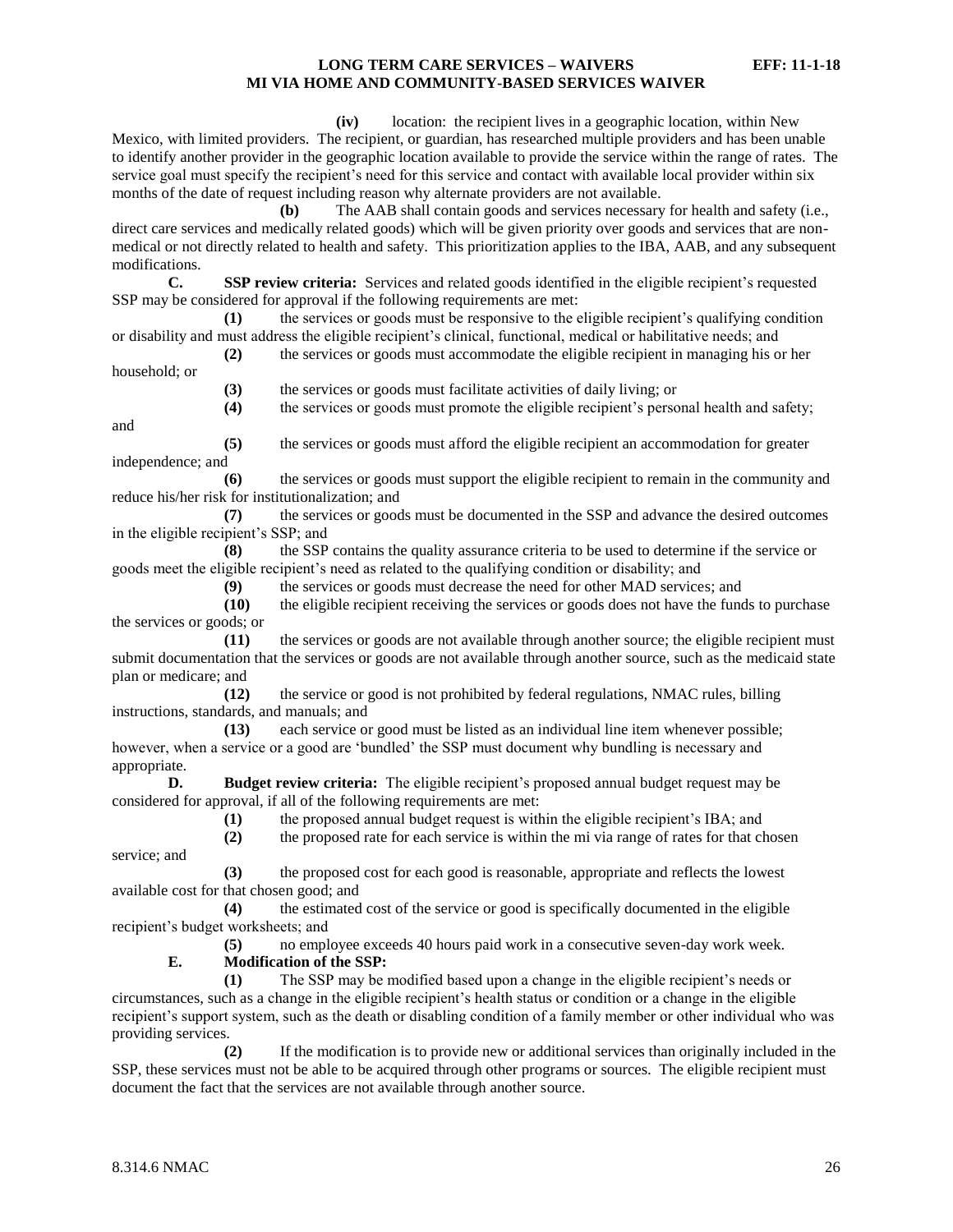**(iv)** location: the recipient lives in a geographic location, within New Mexico, with limited providers. The recipient, or guardian, has researched multiple providers and has been unable to identify another provider in the geographic location available to provide the service within the range of rates. The service goal must specify the recipient's need for this service and contact with available local provider within six months of the date of request including reason why alternate providers are not available.

**(b)** The AAB shall contain goods and services necessary for health and safety (i.e., direct care services and medically related goods) which will be given priority over goods and services that are non-medical or not directly related to health and safety. This prioritization applies to the IBA, AAB, and any subsequent modifications.

**C. SSP review criteria:** Services and related goods identified in the eligible recipient's requested SSP may be considered for approval if the following requirements are met:

**(1)** the services or goods must be responsive to the eligible recipient's qualifying condition or disability and must address the eligible recipient's clinical, functional, medical or habilitative needs; and

**(2)** the services or goods must accommodate the eligible recipient in managing his or her household; or

**(3)** the services or goods must facilitate activities of daily living; or

**(4)** the services or goods must promote the eligible recipient's personal health and safety; and

**(5)** the services or goods must afford the eligible recipient an accommodation for greater independence; and

**(6)** the services or goods must support the eligible recipient to remain in the community and reduce his/her risk for institutionalization; and

**(7)** the services or goods must be documented in the SSP and advance the desired outcomes in the eligible recipient's SSP; and

**(8)** the SSP contains the quality assurance criteria to be used to determine if the service or goods meet the eligible recipient's need as related to the qualifying condition or disability; and

**(9)** the services or goods must decrease the need for other MAD services; and

**(10)** the eligible recipient receiving the services or goods does not have the funds to purchase the services or goods; or

**(11)** the services or goods are not available through another source; the eligible recipient must submit documentation that the services or goods are not available through another source, such as the medicaid state plan or medicare; and

**(12)** the service or good is not prohibited by federal regulations, NMAC rules, billing instructions, standards, and manuals; and

**(13)** each service or good must be listed as an individual line item whenever possible; however, when a service or a good are 'bundled' the SSP must document why bundling is necessary and appropriate.

**D. Budget review criteria:** The eligible recipient's proposed annual budget request may be considered for approval, if all of the following requirements are met:

**(1)** the proposed annual budget request is within the eligible recipient's IBA; and

**(2)** the proposed rate for each service is within the mi via range of rates for that chosen service; and

**(3)** the proposed cost for each good is reasonable, appropriate and reflects the lowest available cost for that chosen good; and

**(4)** the estimated cost of the service or good is specifically documented in the eligible recipient's budget worksheets; and

**(5)** no employee exceeds 40 hours paid work in a consecutive seven-day work week.

**E. Modification of the SSP:**

**(1)** The SSP may be modified based upon a change in the eligible recipient's needs or circumstances, such as a change in the eligible recipient's health status or condition or a change in the eligible recipient's support system, such as the death or disabling condition of a family member or other individual who was providing services.

**(2)** If the modification is to provide new or additional services than originally included in the SSP, these services must not be able to be acquired through other programs or sources. The eligible recipient must document the fact that the services are not available through another source.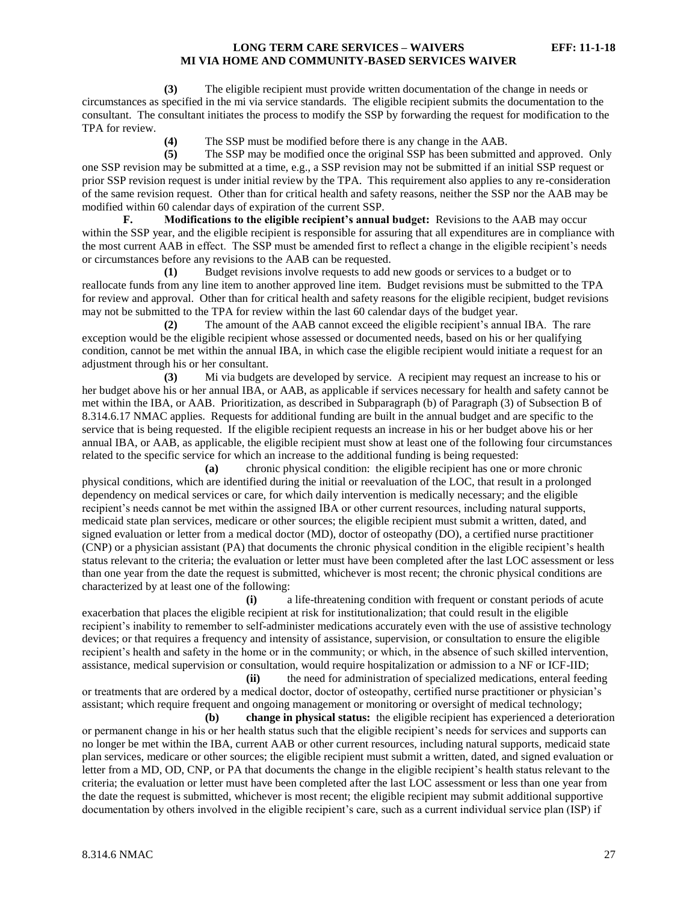**(3)** The eligible recipient must provide written documentation of the change in needs or circumstances as specified in the mi via service standards. The eligible recipient submits the documentation to the consultant. The consultant initiates the process to modify the SSP by forwarding the request for modification to the TPA for review.

**(4)** The SSP must be modified before there is any change in the AAB.

**(5)** The SSP may be modified once the original SSP has been submitted and approved. Only one SSP revision may be submitted at a time, e.g., a SSP revision may not be submitted if an initial SSP request or prior SSP revision request is under initial review by the TPA. This requirement also applies to any re-consideration of the same revision request. Other than for critical health and safety reasons, neither the SSP nor the AAB may be modified within 60 calendar days of expiration of the current SSP.

**F. Modifications to the eligible recipient's annual budget:** Revisions to the AAB may occur within the SSP year, and the eligible recipient is responsible for assuring that all expenditures are in compliance with the most current AAB in effect. The SSP must be amended first to reflect a change in the eligible recipient's needs or circumstances before any revisions to the AAB can be requested.

**(1)** Budget revisions involve requests to add new goods or services to a budget or to reallocate funds from any line item to another approved line item. Budget revisions must be submitted to the TPA for review and approval. Other than for critical health and safety reasons for the eligible recipient, budget revisions may not be submitted to the TPA for review within the last 60 calendar days of the budget year.

**(2)** The amount of the AAB cannot exceed the eligible recipient's annual IBA. The rare exception would be the eligible recipient whose assessed or documented needs, based on his or her qualifying condition, cannot be met within the annual IBA, in which case the eligible recipient would initiate a request for an adjustment through his or her consultant.

**(3)** Mi via budgets are developed by service. A recipient may request an increase to his or her budget above his or her annual IBA, or AAB, as applicable if services necessary for health and safety cannot be met within the IBA, or AAB. Prioritization, as described in Subparagraph (b) of Paragraph (3) of Subsection B of 8.314.6.17 NMAC applies. Requests for additional funding are built in the annual budget and are specific to the service that is being requested. If the eligible recipient requests an increase in his or her budget above his or her annual IBA, or AAB, as applicable, the eligible recipient must show at least one of the following four circumstances related to the specific service for which an increase to the additional funding is being requested:

**(a)** chronic physical condition: the eligible recipient has one or more chronic physical conditions, which are identified during the initial or reevaluation of the LOC, that result in a prolonged dependency on medical services or care, for which daily intervention is medically necessary; and the eligible recipient's needs cannot be met within the assigned IBA or other current resources, including natural supports, medicaid state plan services, medicare or other sources; the eligible recipient must submit a written, dated, and signed evaluation or letter from a medical doctor (MD), doctor of osteopathy (DO), a certified nurse practitioner (CNP) or a physician assistant (PA) that documents the chronic physical condition in the eligible recipient's health status relevant to the criteria; the evaluation or letter must have been completed after the last LOC assessment or less than one year from the date the request is submitted, whichever is most recent; the chronic physical conditions are characterized by at least one of the following:

**(i)** a life-threatening condition with frequent or constant periods of acute exacerbation that places the eligible recipient at risk for institutionalization; that could result in the eligible recipient's inability to remember to self-administer medications accurately even with the use of assistive technology devices; or that requires a frequency and intensity of assistance, supervision, or consultation to ensure the eligible recipient's health and safety in the home or in the community; or which, in the absence of such skilled intervention, assistance, medical supervision or consultation, would require hospitalization or admission to a NF or ICF-IID;

**(ii)** the need for administration of specialized medications, enteral feeding or treatments that are ordered by a medical doctor, doctor of osteopathy, certified nurse practitioner or physician's assistant; which require frequent and ongoing management or monitoring or oversight of medical technology;

**(b) change in physical status:** the eligible recipient has experienced a deterioration or permanent change in his or her health status such that the eligible recipient's needs for services and supports can no longer be met within the IBA, current AAB or other current resources, including natural supports, medicaid state plan services, medicare or other sources; the eligible recipient must submit a written, dated, and signed evaluation or letter from a MD, OD, CNP, or PA that documents the change in the eligible recipient's health status relevant to the criteria; the evaluation or letter must have been completed after the last LOC assessment or less than one year from the date the request is submitted, whichever is most recent; the eligible recipient may submit additional supportive documentation by others involved in the eligible recipient's care, such as a current individual service plan (ISP) if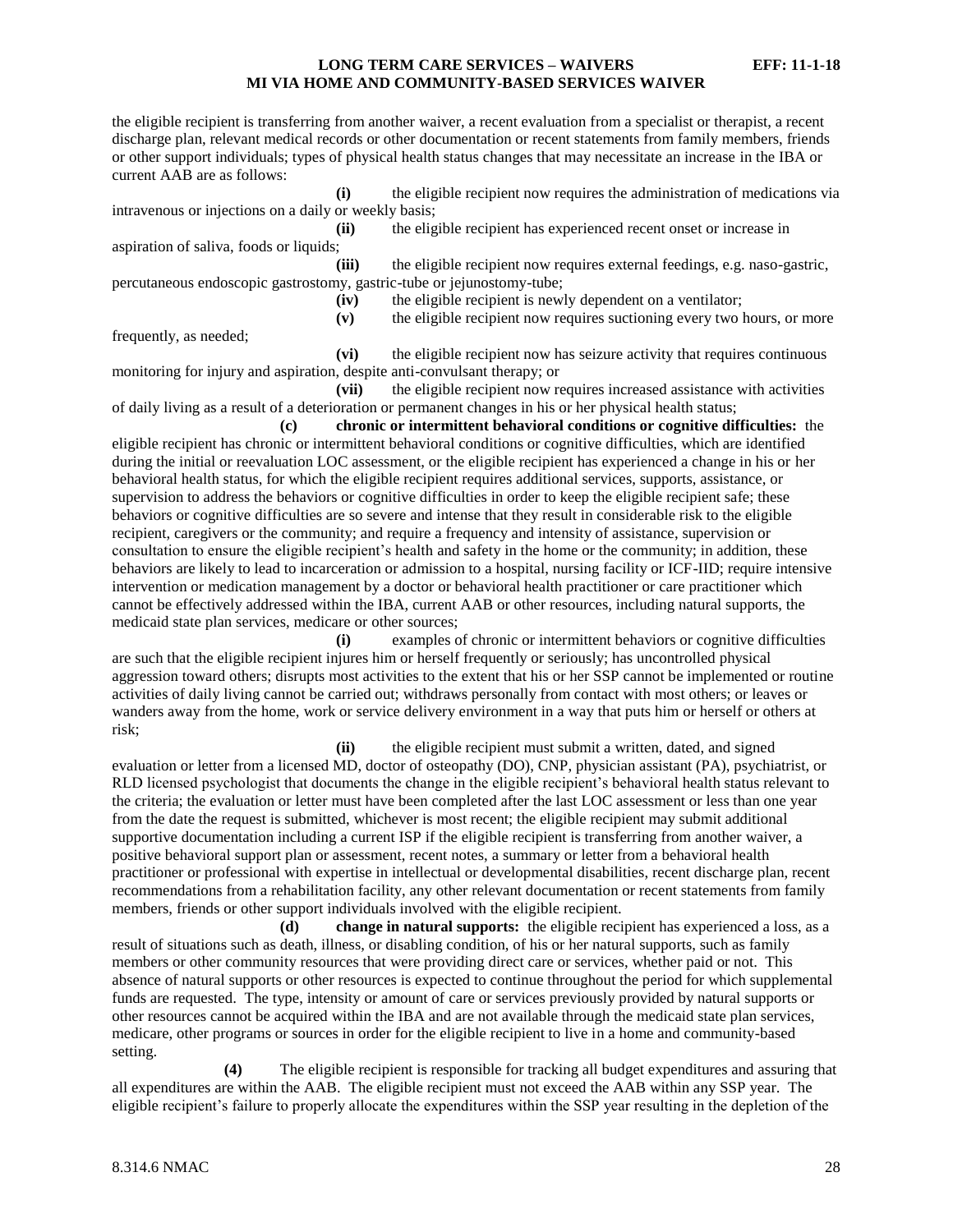the eligible recipient is transferring from another waiver, a recent evaluation from a specialist or therapist, a recent discharge plan, relevant medical records or other documentation or recent statements from family members, friends or other support individuals; types of physical health status changes that may necessitate an increase in the IBA or current AAB are as follows:

**(i)** the eligible recipient now requires the administration of medications via intravenous or injections on a daily or weekly basis;

**(ii)** the eligible recipient has experienced recent onset or increase in aspiration of saliva, foods or liquids;

**(iii)** the eligible recipient now requires external feedings, e.g. naso-gastric, percutaneous endoscopic gastrostomy, gastric-tube or jejunostomy-tube;

**(iv)** the eligible recipient is newly dependent on a ventilator;

**(v)** the eligible recipient now requires suctioning every two hours, or more frequently, as needed;

**(vi)** the eligible recipient now has seizure activity that requires continuous monitoring for injury and aspiration, despite anti-convulsant therapy; or

**(vii)** the eligible recipient now requires increased assistance with activities of daily living as a result of a deterioration or permanent changes in his or her physical health status;

**(c) chronic or intermittent behavioral conditions or cognitive difficulties:** the eligible recipient has chronic or intermittent behavioral conditions or cognitive difficulties, which are identified during the initial or reevaluation LOC assessment, or the eligible recipient has experienced a change in his or her behavioral health status, for which the eligible recipient requires additional services, supports, assistance, or supervision to address the behaviors or cognitive difficulties in order to keep the eligible recipient safe; these behaviors or cognitive difficulties are so severe and intense that they result in considerable risk to the eligible recipient, caregivers or the community; and require a frequency and intensity of assistance, supervision or consultation to ensure the eligible recipient's health and safety in the home or the community; in addition, these behaviors are likely to lead to incarceration or admission to a hospital, nursing facility or ICF-IID; require intensive intervention or medication management by a doctor or behavioral health practitioner or care practitioner which cannot be effectively addressed within the IBA, current AAB or other resources, including natural supports, the medicaid state plan services, medicare or other sources;

**(i)** examples of chronic or intermittent behaviors or cognitive difficulties are such that the eligible recipient injures him or herself frequently or seriously; has uncontrolled physical aggression toward others; disrupts most activities to the extent that his or her SSP cannot be implemented or routine activities of daily living cannot be carried out; withdraws personally from contact with most others; or leaves or wanders away from the home, work or service delivery environment in a way that puts him or herself or others at risk;

**(ii)** the eligible recipient must submit a written, dated, and signed evaluation or letter from a licensed MD, doctor of osteopathy (DO), CNP, physician assistant (PA), psychiatrist, or RLD licensed psychologist that documents the change in the eligible recipient's behavioral health status relevant to the criteria; the evaluation or letter must have been completed after the last LOC assessment or less than one year from the date the request is submitted, whichever is most recent; the eligible recipient may submit additional supportive documentation including a current ISP if the eligible recipient is transferring from another waiver, a positive behavioral support plan or assessment, recent notes, a summary or letter from a behavioral health practitioner or professional with expertise in intellectual or developmental disabilities, recent discharge plan, recent recommendations from a rehabilitation facility, any other relevant documentation or recent statements from family members, friends or other support individuals involved with the eligible recipient.

**(d) change in natural supports:** the eligible recipient has experienced a loss, as a result of situations such as death, illness, or disabling condition, of his or her natural supports, such as family members or other community resources that were providing direct care or services, whether paid or not. This absence of natural supports or other resources is expected to continue throughout the period for which supplemental funds are requested. The type, intensity or amount of care or services previously provided by natural supports or other resources cannot be acquired within the IBA and are not available through the medicaid state plan services, medicare, other programs or sources in order for the eligible recipient to live in a home and community-based setting.

**(4)** The eligible recipient is responsible for tracking all budget expenditures and assuring that all expenditures are within the AAB. The eligible recipient must not exceed the AAB within any SSP year. The eligible recipient's failure to properly allocate the expenditures within the SSP year resulting in the depletion of the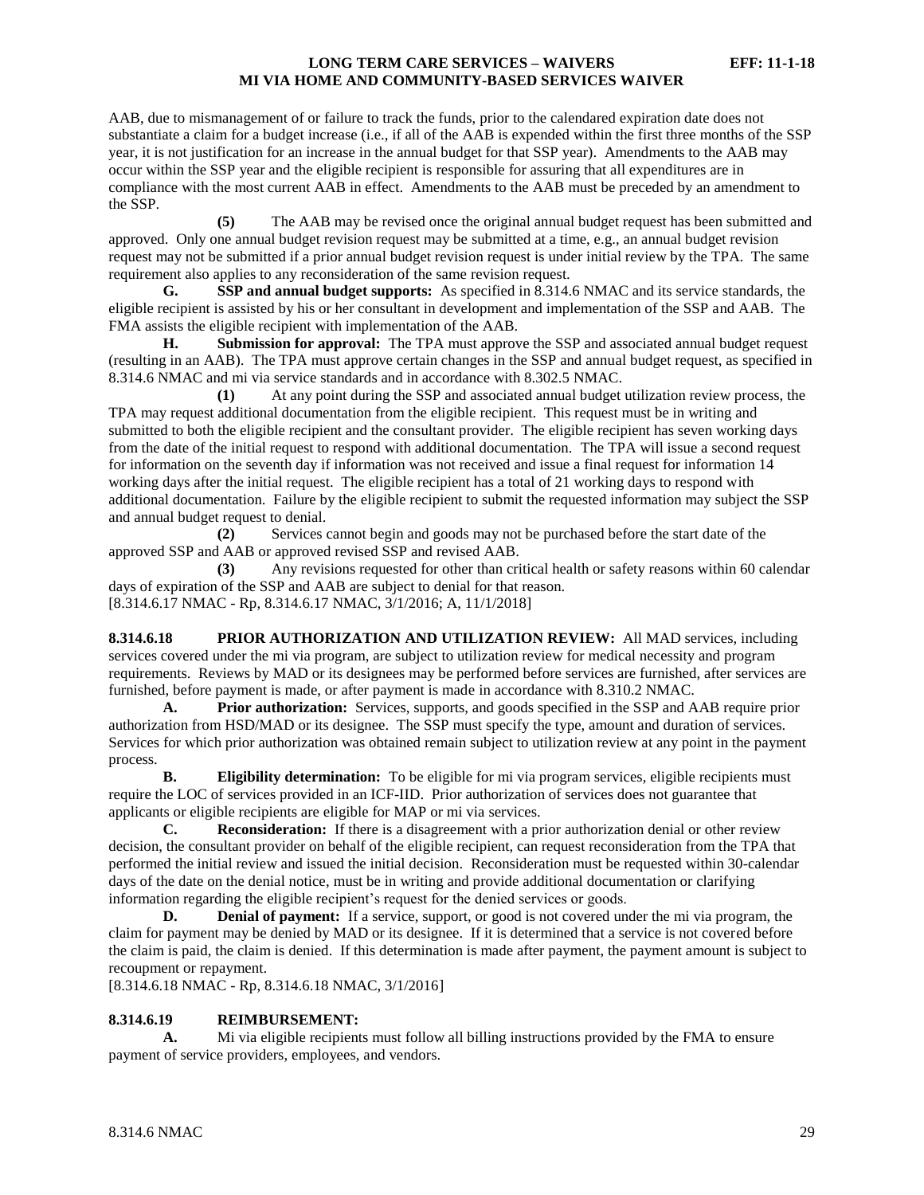AAB, due to mismanagement of or failure to track the funds, prior to the calendared expiration date does not substantiate a claim for a budget increase (i.e., if all of the AAB is expended within the first three months of the SSP year, it is not justification for an increase in the annual budget for that SSP year). Amendments to the AAB may occur within the SSP year and the eligible recipient is responsible for assuring that all expenditures are in compliance with the most current AAB in effect. Amendments to the AAB must be preceded by an amendment to the SSP.

**(5)** The AAB may be revised once the original annual budget request has been submitted and approved. Only one annual budget revision request may be submitted at a time, e.g., an annual budget revision request may not be submitted if a prior annual budget revision request is under initial review by the TPA. The same requirement also applies to any reconsideration of the same revision request.

**G. SSP and annual budget supports:** As specified in 8.314.6 NMAC and its service standards, the eligible recipient is assisted by his or her consultant in development and implementation of the SSP and AAB. The FMA assists the eligible recipient with implementation of the AAB.

**H. Submission for approval:** The TPA must approve the SSP and associated annual budget request (resulting in an AAB). The TPA must approve certain changes in the SSP and annual budget request, as specified in 8.314.6 NMAC and mi via service standards and in accordance with 8.302.5 NMAC.

**(1)** At any point during the SSP and associated annual budget utilization review process, the TPA may request additional documentation from the eligible recipient. This request must be in writing and submitted to both the eligible recipient and the consultant provider. The eligible recipient has seven working days from the date of the initial request to respond with additional documentation. The TPA will issue a second request for information on the seventh day if information was not received and issue a final request for information 14 working days after the initial request. The eligible recipient has a total of 21 working days to respond with additional documentation. Failure by the eligible recipient to submit the requested information may subject the SSP and annual budget request to denial.

**(2)** Services cannot begin and goods may not be purchased before the start date of the approved SSP and AAB or approved revised SSP and revised AAB.

**(3)** Any revisions requested for other than critical health or safety reasons within 60 calendar days of expiration of the SSP and AAB are subject to denial for that reason.

[8.314.6.17 NMAC - Rp, 8.314.6.17 NMAC, 3/1/2016; A, 11/1/2018]

**8.314.6.18 PRIOR AUTHORIZATION AND UTILIZATION REVIEW:** All MAD services, including services covered under the mi via program, are subject to utilization review for medical necessity and program requirements. Reviews by MAD or its designees may be performed before services are furnished, after services are furnished, before payment is made, or after payment is made in accordance with 8.310.2 NMAC.

**A. Prior authorization:** Services, supports, and goods specified in the SSP and AAB require prior authorization from HSD/MAD or its designee. The SSP must specify the type, amount and duration of services. Services for which prior authorization was obtained remain subject to utilization review at any point in the payment process.

**B. Eligibility determination:** To be eligible for mi via program services, eligible recipients must require the LOC of services provided in an ICF-IID. Prior authorization of services does not guarantee that applicants or eligible recipients are eligible for MAP or mi via services.

**C. Reconsideration:** If there is a disagreement with a prior authorization denial or other review decision, the consultant provider on behalf of the eligible recipient, can request reconsideration from the TPA that performed the initial review and issued the initial decision. Reconsideration must be requested within 30-calendar days of the date on the denial notice, must be in writing and provide additional documentation or clarifying information regarding the eligible recipient's request for the denied services or goods.

**D. Denial of payment:** If a service, support, or good is not covered under the mi via program, the claim for payment may be denied by MAD or its designee. If it is determined that a service is not covered before the claim is paid, the claim is denied. If this determination is made after payment, the payment amount is subject to recoupment or repayment.

[8.314.6.18 NMAC - Rp, 8.314.6.18 NMAC, 3/1/2016]

**8.314.6.19 REIMBURSEMENT:**

**A.** Mi via eligible recipients must follow all billing instructions provided by the FMA to ensure payment of service providers, employees, and vendors.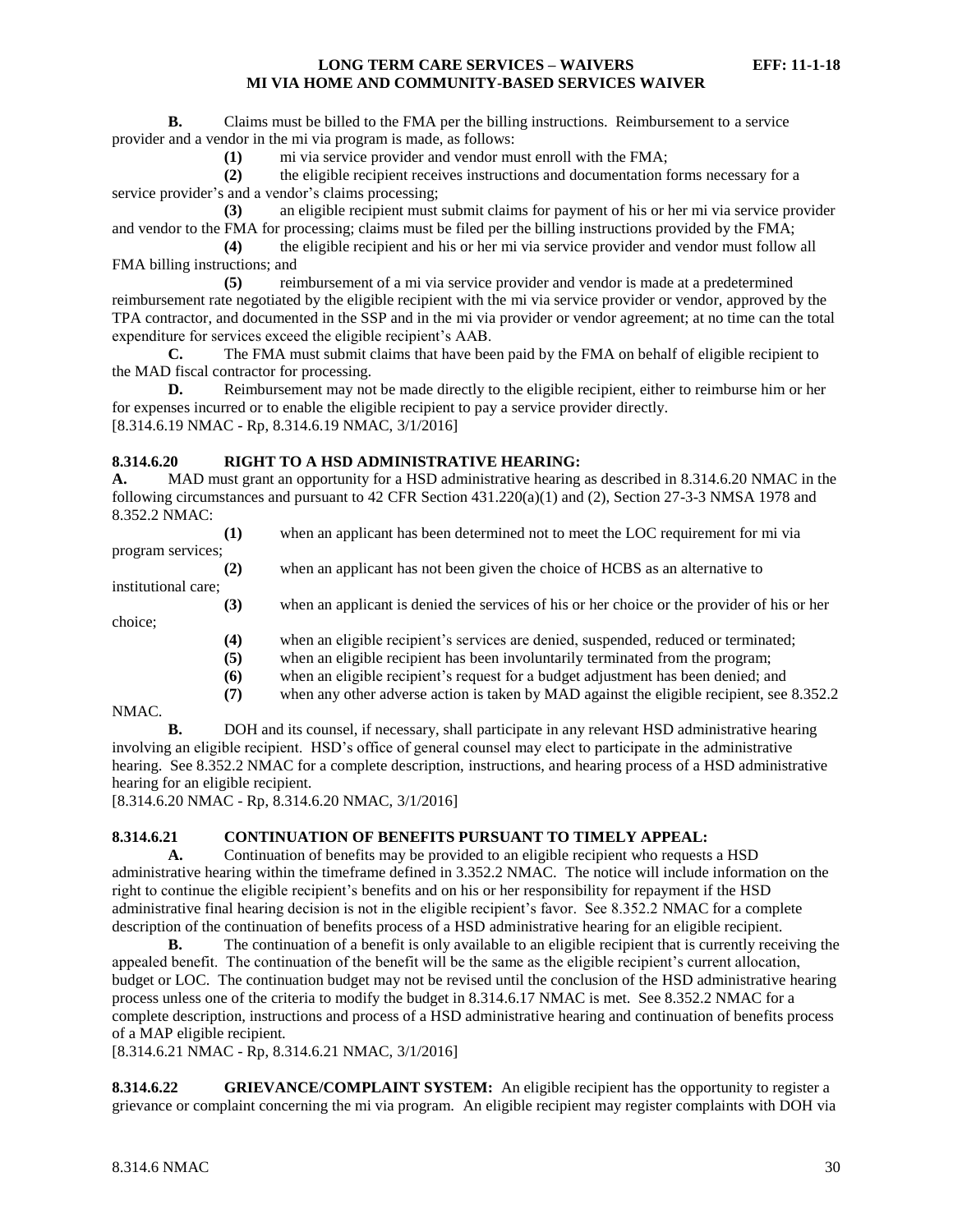**B.** Claims must be billed to the FMA per the billing instructions. Reimbursement to a service provider and a vendor in the mi via program is made, as follows:

**(1)** mi via service provider and vendor must enroll with the FMA;

**(2)** the eligible recipient receives instructions and documentation forms necessary for a service provider's and a vendor's claims processing;

**(3)** an eligible recipient must submit claims for payment of his or her mi via service provider and vendor to the FMA for processing; claims must be filed per the billing instructions provided by the FMA;

**(4)** the eligible recipient and his or her mi via service provider and vendor must follow all FMA billing instructions; and

**(5)** reimbursement of a mi via service provider and vendor is made at a predetermined reimbursement rate negotiated by the eligible recipient with the mi via service provider or vendor, approved by the TPA contractor, and documented in the SSP and in the mi via provider or vendor agreement; at no time can the total expenditure for services exceed the eligible recipient's AAB.

**C.** The FMA must submit claims that have been paid by the FMA on behalf of eligible recipient to the MAD fiscal contractor for processing.

**D.** Reimbursement may not be made directly to the eligible recipient, either to reimburse him or her for expenses incurred or to enable the eligible recipient to pay a service provider directly.

[8.314.6.19 NMAC - Rp, 8.314.6.19 NMAC, 3/1/2016]

## 8.314.6.20 RIGHT TO A HSD ADMINISTRATIVE HEARING:

**A.** MAD must grant an opportunity for a HSD administrative hearing as described in 8.314.6.20 NMAC in the following circumstances and pursuant to 42 CFR Section 431.220(a)(1) and (2), Section 27-3-3 NMSA 1978 and 8.352.2 NMAC:

**(1)** when an applicant has been determined not to meet the LOC requirement for mi via program services;

**(2)** when an applicant has not been given the choice of HCBS as an alternative to institutional care;

**(3)** when an applicant is denied the services of his or her choice or the provider of his or her choice;

**(4)** when an eligible recipient's services are denied, suspended, reduced or terminated;

**(5)** when an eligible recipient has been involuntarily terminated from the program;

**(6)** when an eligible recipient's request for a budget adjustment has been denied; and

**(7)** when any other adverse action is taken by MAD against the eligible recipient, see 8.352.2 NMAC.

**B.** DOH and its counsel, if necessary, shall participate in any relevant HSD administrative hearing involving an eligible recipient. HSD's office of general counsel may elect to participate in the administrative hearing. See 8.352.2 NMAC for a complete description, instructions, and hearing process of a HSD administrative hearing for an eligible recipient.

[8.314.6.20 NMAC - Rp, 8.314.6.20 NMAC, 3/1/2016]

## 8.314.6.21 CONTINUATION OF BENEFITS PURSUANT TO TIMELY APPEAL:

**A.** Continuation of benefits may be provided to an eligible recipient who requests a HSD administrative hearing within the timeframe defined in 3.352.2 NMAC. The notice will include information on the right to continue the eligible recipient's benefits and on his or her responsibility for repayment if the HSD administrative final hearing decision is not in the eligible recipient's favor. See 8.352.2 NMAC for a complete description of the continuation of benefits process of a HSD administrative hearing for an eligible recipient.

**B.** The continuation of a benefit is only available to an eligible recipient that is currently receiving the appealed benefit. The continuation of the benefit will be the same as the eligible recipient's current allocation, budget or LOC. The continuation budget may not be revised until the conclusion of the HSD administrative hearing process unless one of the criteria to modify the budget in 8.314.6.17 NMAC is met. See 8.352.2 NMAC for a complete description, instructions and process of a HSD administrative hearing and continuation of benefits process of a MAP eligible recipient.

[8.314.6.21 NMAC - Rp, 8.314.6.21 NMAC, 3/1/2016]

**8.314.6.22 GRIEVANCE/COMPLAINT SYSTEM:** An eligible recipient has the opportunity to register a grievance or complaint concerning the mi via program. An eligible recipient may register complaints with DOH via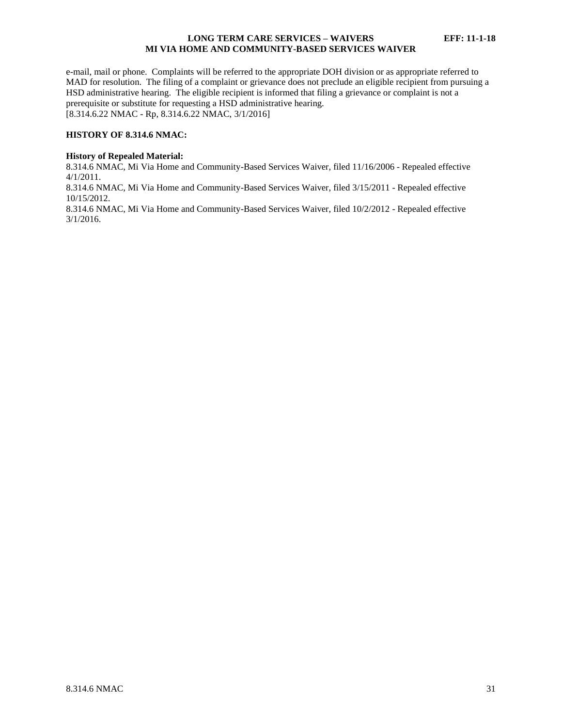e-mail, mail or phone. Complaints will be referred to the appropriate DOH division or as appropriate referred to MAD for resolution. The filing of a complaint or grievance does not preclude an eligible recipient from pursuing a HSD administrative hearing. The eligible recipient is informed that filing a grievance or complaint is not a prerequisite or substitute for requesting a HSD administrative hearing.
[8.314.6.22 NMAC - Rp, 8.314.6.22 NMAC, 3/1/2016]

**HISTORY OF 8.314.6 NMAC:**

**History of Repealed Material:**
8.314.6 NMAC, Mi Via Home and Community-Based Services Waiver, filed 11/16/2006 - Repealed effective 4/1/2011.
8.314.6 NMAC, Mi Via Home and Community-Based Services Waiver, filed 3/15/2011 - Repealed effective 10/15/2012.
8.314.6 NMAC, Mi Via Home and Community-Based Services Waiver, filed 10/2/2012 - Repealed effective 3/1/2016.